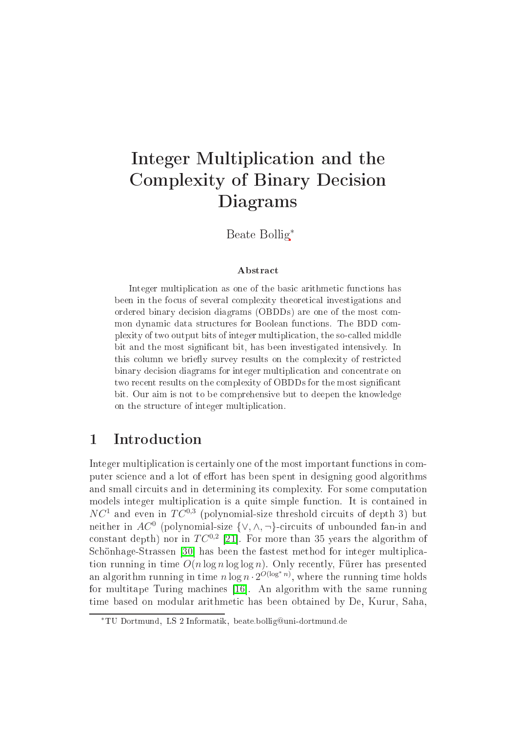# Integer Multiplication and the Complexity of Binary Decision Diagrams

Beate Bollig*

### Abstract

Integer multiplication as one of the basic arithmetic functions has been in the focus of several complexity theoretical investigations and ordered binary decision diagrams (OBDDs) are one of the most common dynamic data structures for Boolean functions. The BDD complexity of two output bits of integer multiplication, the so-called middle bit and the most significant bit, has been investigated intensively. In this column we briefly survey results on the complexity of restricted binary decision diagrams for integer multiplication and concentrate on two recent results on the complexity of OBDDs for the most significant bit. Our aim is not to be comprehensive but to deepen the knowledge on the structure of integer multiplication.

## 1 Introduction

Integer multiplication is certainly one of the most important functions in computer science and a lot of effort has been spent in designing good algorithms and small circuits and in determining its complexity. For some computation models integer multiplication is a quite simple function. It is contained in $NC^1$ and even in $TC^{0,3}$ (polynomial-size threshold circuits of depth 3) but neither in $AC^0$ (polynomial-size $\{\vee, \wedge, \neg\}$-circuits of unbounded fan-in and constant depth) nor in $TC^{0,2}$ [21]. For more than 35 years the algorithm of Schönhage-Strassen [30] has been the fastest method for integer multiplication running in time $O(n \log n \log \log n)$. Only recently, Fürer has presented an algorithm running in time $n \log n \cdot 2^{O(\log^* n)}$, where the running time holds for multitape Turing machines [16]. An algorithm with the same running time based on modular arithmetic has been obtained by De, Kurur, Saha,

*TU Dortmund, LS 2 Informatik, beate.bollig@uni-dortmund.de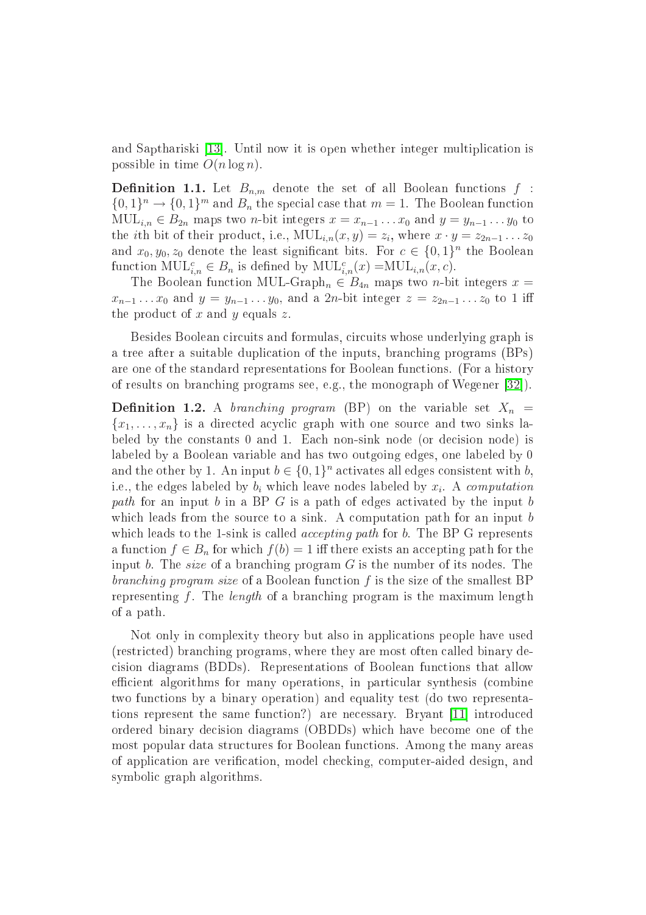and Sapthariski [13]. Until now it is open whether integer multiplication is possible in time $O(n \log n)$.

**Definition 1.1.** Let $B_{n,m}$ denote the set of all Boolean functions $f : \{0,1\}^n \to \{0,1\}^m$ and $B_n$ the special case that $m = 1$. The Boolean function $\mathrm{MUL}_{i,n} \in B_{2n}$ maps two $n$-bit integers $x = x_{n-1} \dots x_0$ and $y = y_{n-1} \dots y_0$ to the $i$th bit of their product, i.e., $\mathrm{MUL}_{i,n}(x,y) = z_i$, where $x \cdot y = z_{2n-1} \dots z_0$ and $x_0, y_0, z_0$ denote the least significant bits. For $c \in \{0,1\}^n$ the Boolean function $\mathrm{MUL}^c_{i,n} \in B_n$ is defined by $\mathrm{MUL}^c_{i,n}(x) = \mathrm{MUL}_{i,n}(x,c)$.

The Boolean function MUL-Graph$_n \in B_{4n}$ maps two $n$-bit integers $x = x_{n-1} \dots x_0$ and $y = y_{n-1} \dots y_0$, and a $2n$-bit integer $z = z_{2n-1} \dots z_0$ to 1 iff the product of $x$ and $y$ equals $z$.

Besides Boolean circuits and formulas, circuits whose underlying graph is a tree after a suitable duplication of the inputs, branching programs (BPs) are one of the standard representations for Boolean functions. (For a history of results on branching programs see, e.g., the monograph of Wegener [32]).

**Definition 1.2.** A *branching program* (BP) on the variable set $X_n = \{x_1, \dots, x_n\}$ is a directed acyclic graph with one source and two sinks labeled by the constants 0 and 1. Each non-sink node (or decision node) is labeled by a Boolean variable and has two outgoing edges, one labeled by 0 and the other by 1. An input $b \in \{0,1\}^n$ activates all edges consistent with $b$, i.e., the edges labeled by $b_i$ which leave nodes labeled by $x_i$. A *computation path* for an input $b$ in a BP $G$ is a path of edges activated by the input $b$ which leads from the source to a sink. A computation path for an input $b$ which leads to the 1-sink is called *accepting path* for $b$. The BP G represents a function $f \in B_n$ for which $f(b) = 1$ iff there exists an accepting path for the input $b$. The *size* of a branching program $G$ is the number of its nodes. The *branching program size* of a Boolean function $f$ is the size of the smallest BP representing $f$. The *length* of a branching program is the maximum length of a path.

Not only in complexity theory but also in applications people have used (restricted) branching programs, where they are most often called binary decision diagrams (BDDs). Representations of Boolean functions that allow efficient algorithms for many operations, in particular synthesis (combine two functions by a binary operation) and equality test (do two representations represent the same function?) are necessary. Bryant [11] introduced ordered binary decision diagrams (OBDDs) which have become one of the most popular data structures for Boolean functions. Among the many areas of application are verification, model checking, computer-aided design, and symbolic graph algorithms.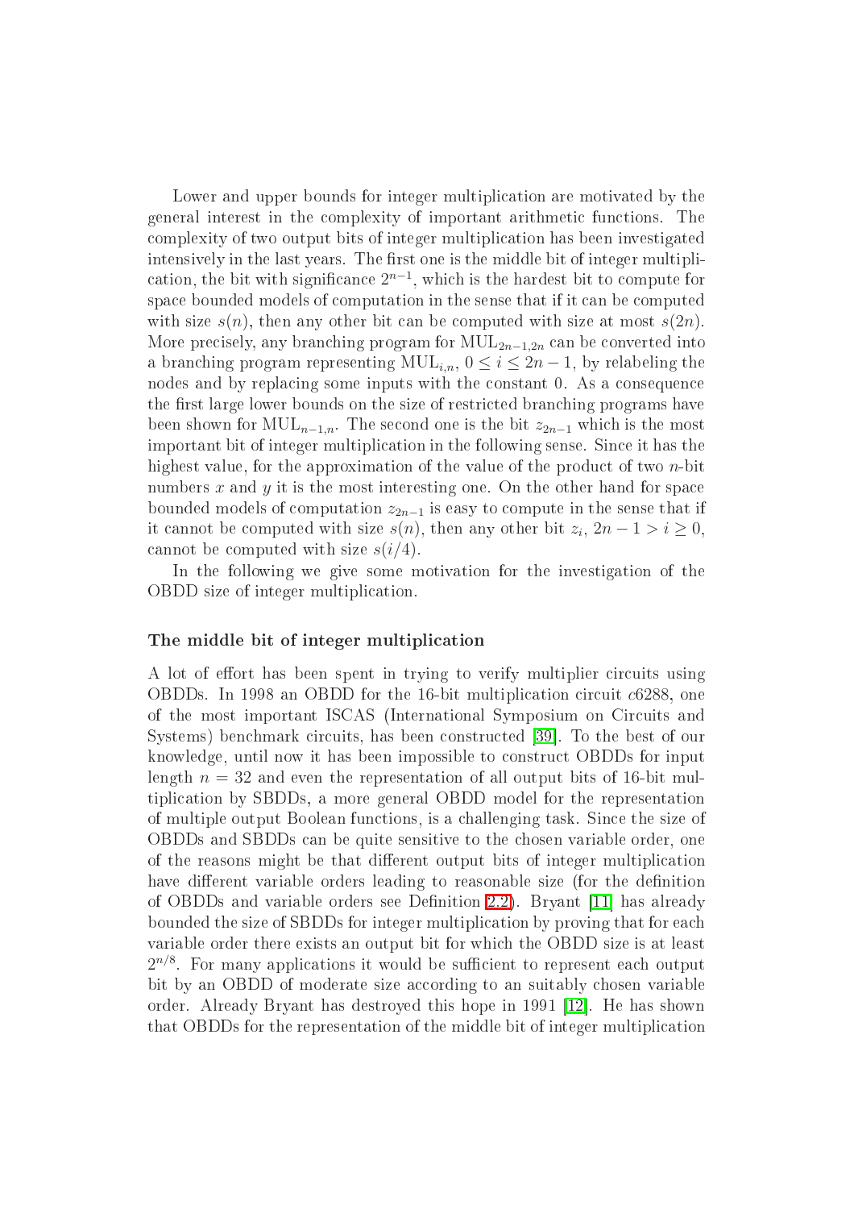Lower and upper bounds for integer multiplication are motivated by the general interest in the complexity of important arithmetic functions. The complexity of two output bits of integer multiplication has been investigated intensively in the last years. The first one is the middle bit of integer multiplication, the bit with significance $2^{n-1}$, which is the hardest bit to compute for space bounded models of computation in the sense that if it can be computed with size $s(n)$, then any other bit can be computed with size at most $s(2n)$. More precisely, any branching program for $\mathrm{MUL}_{2n-1,2n}$ can be converted into a branching program representing $\mathrm{MUL}_{i,n}$, $0 \leq i \leq 2n-1$, by relabeling the nodes and by replacing some inputs with the constant 0. As a consequence the first large lower bounds on the size of restricted branching programs have been shown for $\mathrm{MUL}_{n-1,n}$. The second one is the bit $z_{2n-1}$ which is the most important bit of integer multiplication in the following sense. Since it has the highest value, for the approximation of the value of the product of two $n$-bit numbers $x$ and $y$ it is the most interesting one. On the other hand for space bounded models of computation $z_{2n-1}$ is easy to compute in the sense that if it cannot be computed with size $s(n)$, then any other bit $z_i$, $2n-1 > i \geq 0$, cannot be computed with size $s(i/4)$.

In the following we give some motivation for the investigation of the OBDD size of integer multiplication.

### The middle bit of integer multiplication

A lot of effort has been spent in trying to verify multiplier circuits using OBDDs. In 1998 an OBDD for the 16-bit multiplication circuit c6288, one of the most important ISCAS (International Symposium on Circuits and Systems) benchmark circuits, has been constructed [39]. To the best of our knowledge, until now it has been impossible to construct OBDDs for input length $n = 32$ and even the representation of all output bits of 16-bit multiplication by SBDDs, a more general OBDD model for the representation of multiple output Boolean functions, is a challenging task. Since the size of OBDDs and SBDDs can be quite sensitive to the chosen variable order, one of the reasons might be that different output bits of integer multiplication have different variable orders leading to reasonable size (for the definition of OBDDs and variable orders see Definition 2.2). Bryant [11] has already bounded the size of SBDDs for integer multiplication by proving that for each variable order there exists an output bit for which the OBDD size is at least $2^{n/8}$. For many applications it would be sufficient to represent each output bit by an OBDD of moderate size according to an suitably chosen variable order. Already Bryant has destroyed this hope in 1991 [12]. He has shown that OBDDs for the representation of the middle bit of integer multiplication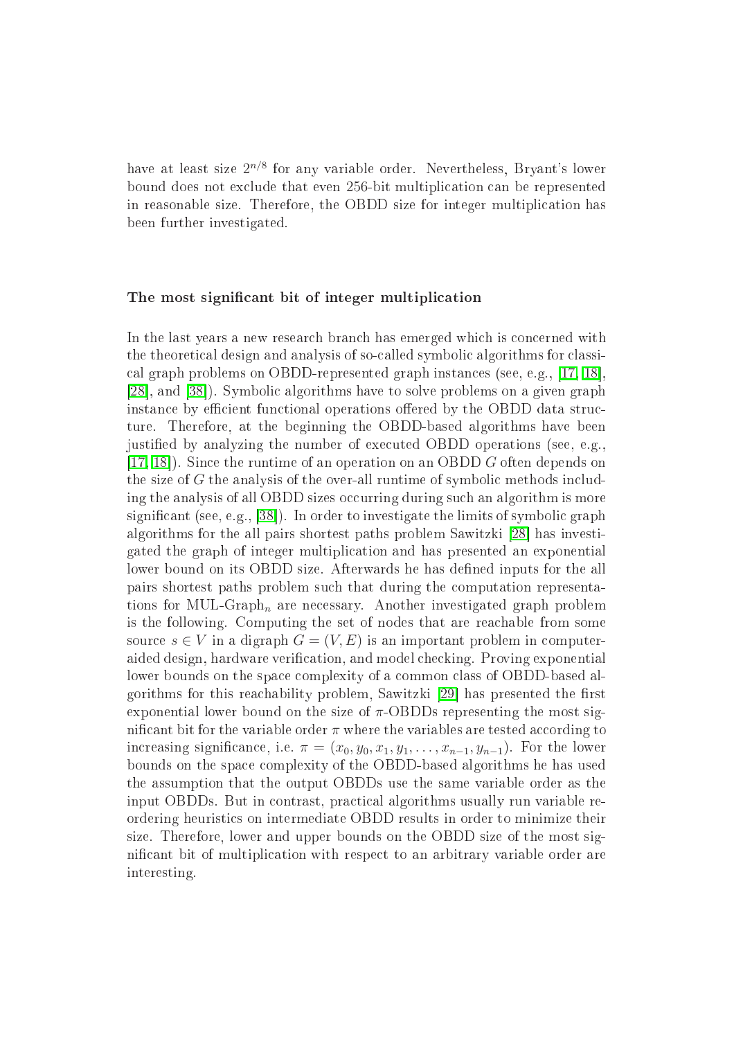have at least size $2^{n/8}$ for any variable order. Nevertheless, Bryant's lower bound does not exclude that even 256-bit multiplication can be represented in reasonable size. Therefore, the OBDD size for integer multiplication has been further investigated.

### The most significant bit of integer multiplication

In the last years a new research branch has emerged which is concerned with the theoretical design and analysis of so-called symbolic algorithms for classical graph problems on OBDD-represented graph instances (see, e.g., [17, 18], [28], and [38]). Symbolic algorithms have to solve problems on a given graph instance by efficient functional operations offered by the OBDD data structure. Therefore, at the beginning the OBDD-based algorithms have been justified by analyzing the number of executed OBDD operations (see, e.g., [17, 18]). Since the runtime of an operation on an OBDD $G$ often depends on the size of $G$ the analysis of the over-all runtime of symbolic methods including the analysis of all OBDD sizes occurring during such an algorithm is more significant (see, e.g., [38]). In order to investigate the limits of symbolic graph algorithms for the all pairs shortest paths problem Sawitzki [28] has investigated the graph of integer multiplication and has presented an exponential lower bound on its OBDD size. Afterwards he has defined inputs for the all pairs shortest paths problem such that during the computation representations for MUL-Graph$_n$ are necessary. Another investigated graph problem is the following. Computing the set of nodes that are reachable from some source $s \in V$ in a digraph $G = (V, E)$ is an important problem in computer-aided design, hardware verification, and model checking. Proving exponential lower bounds on the space complexity of a common class of OBDD-based algorithms for this reachability problem, Sawitzki [29] has presented the first exponential lower bound on the size of $\pi$-OBDDs representing the most significant bit for the variable order $\pi$ where the variables are tested according to increasing significance, i.e. $\pi = (x_0, y_0, x_1, y_1, \ldots, x_{n-1}, y_{n-1})$. For the lower bounds on the space complexity of the OBDD-based algorithms he has used the assumption that the output OBDDs use the same variable order as the input OBDDs. But in contrast, practical algorithms usually run variable reordering heuristics on intermediate OBDD results in order to minimize their size. Therefore, lower and upper bounds on the OBDD size of the most significant bit of multiplication with respect to an arbitrary variable order are interesting.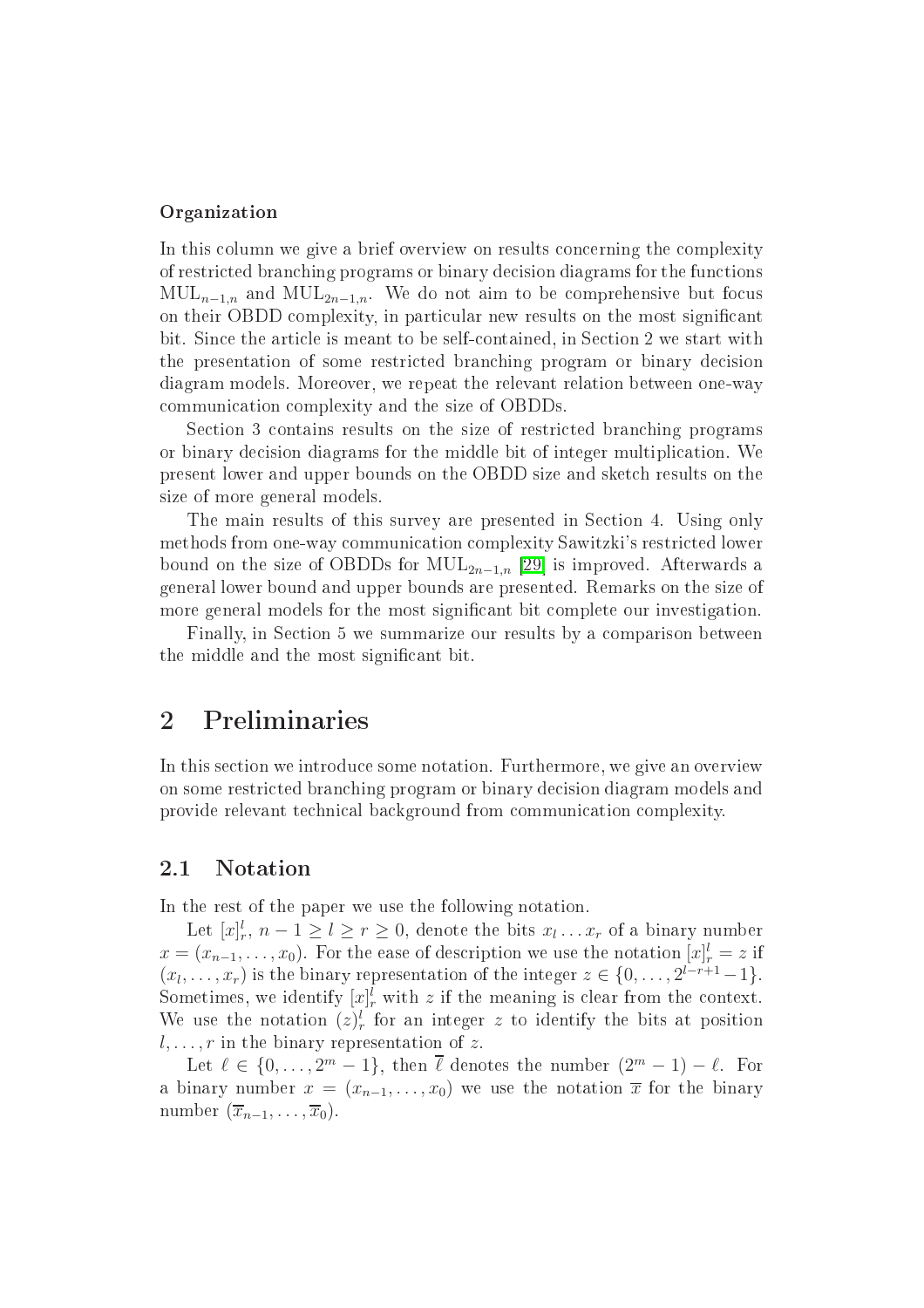**Organization**

In this column we give a brief overview on results concerning the complexity of restricted branching programs or binary decision diagrams for the functions $\mathrm{MUL}_{n-1,n}$ and $\mathrm{MUL}_{2n-1,n}$. We do not aim to be comprehensive but focus on their OBDD complexity, in particular new results on the most significant bit. Since the article is meant to be self-contained, in Section 2 we start with the presentation of some restricted branching program or binary decision diagram models. Moreover, we repeat the relevant relation between one-way communication complexity and the size of OBDDs.

Section 3 contains results on the size of restricted branching programs or binary decision diagrams for the middle bit of integer multiplication. We present lower and upper bounds on the OBDD size and sketch results on the size of more general models.

The main results of this survey are presented in Section 4. Using only methods from one-way communication complexity Sawitzki's restricted lower bound on the size of OBDDs for $\mathrm{MUL}_{2n-1,n}$ [29] is improved. Afterwards a general lower bound and upper bounds are presented. Remarks on the size of more general models for the most significant bit complete our investigation.

Finally, in Section 5 we summarize our results by a comparison between the middle and the most significant bit.

# 2 Preliminaries

In this section we introduce some notation. Furthermore, we give an overview on some restricted branching program or binary decision diagram models and provide relevant technical background from communication complexity.

## 2.1 Notation

In the rest of the paper we use the following notation.

Let $[x]_r^l$, $n-1 \geq l \geq r \geq 0$, denote the bits $x_l \ldots x_r$ of a binary number $x = (x_{n-1}, \ldots, x_0)$. For the ease of description we use the notation $[x]_r^l = z$ if $(x_l, \ldots, x_r)$ is the binary representation of the integer $z \in \{0, \ldots, 2^{l-r+1}-1\}$. Sometimes, we identify $[x]_r^l$ with $z$ if the meaning is clear from the context. We use the notation $(z)_r^l$ for an integer $z$ to identify the bits at position $l, \ldots, r$ in the binary representation of $z$.

Let $\ell \in \{0, \ldots, 2^m-1\}$, then $\overline{\ell}$ denotes the number $(2^m-1) - \ell$. For a binary number $x = (x_{n-1}, \ldots, x_0)$ we use the notation $\overline{x}$ for the binary number $(\overline{x}_{n-1}, \ldots, \overline{x}_0)$.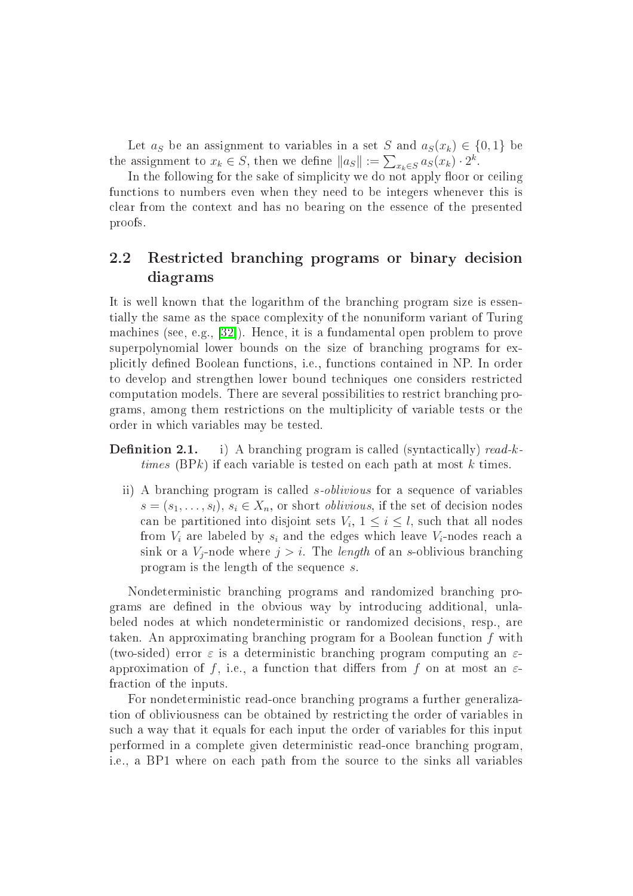Let $a_S$ be an assignment to variables in a set $S$ and $a_S(x_k) \in \{0,1\}$ be the assignment to $x_k \in S$, then we define $\|a_S\| := \sum_{x_k \in S} a_S(x_k) \cdot 2^k$.

In the following for the sake of simplicity we do not apply floor or ceiling functions to numbers even when they need to be integers whenever this is clear from the context and has no bearing on the essence of the presented proofs.

## 2.2 Restricted branching programs or binary decision diagrams

It is well known that the logarithm of the branching program size is essentially the same as the space complexity of the nonuniform variant of Turing machines (see, e.g., [32]). Hence, it is a fundamental open problem to prove superpolynomial lower bounds on the size of branching programs for explicitly defined Boolean functions, i.e., functions contained in NP. In order to develop and strengthen lower bound techniques one considers restricted computation models. There are several possibilities to restrict branching programs, among them restrictions on the multiplicity of variable tests or the order in which variables may be tested.

**Definition 2.1.** i) A branching program is called (syntactically) *read-$k$-times* (BP$k$) if each variable is tested on each path at most $k$ times.

ii) A branching program is called *$s$-oblivious* for a sequence of variables $s = (s_1, \ldots, s_l)$, $s_i \in X_n$, or short *oblivious*, if the set of decision nodes can be partitioned into disjoint sets $V_i$, $1 \le i \le l$, such that all nodes from $V_i$ are labeled by $s_i$ and the edges which leave $V_i$-nodes reach a sink or a $V_j$-node where $j > i$. The *length* of an $s$-oblivious branching program is the length of the sequence $s$.

Nondeterministic branching programs and randomized branching programs are defined in the obvious way by introducing additional, unlabeled nodes at which nondeterministic or randomized decisions, resp., are taken. An approximating branching program for a Boolean function $f$ with (two-sided) error $\varepsilon$ is a deterministic branching program computing an $\varepsilon$-approximation of $f$, i.e., a function that differs from $f$ on at most an $\varepsilon$-fraction of the inputs.

For nondeterministic read-once branching programs a further generalization of obliviousness can be obtained by restricting the order of variables in such a way that it equals for each input the order of variables for this input performed in a complete given deterministic read-once branching program, i.e., a BP1 where on each path from the source to the sinks all variables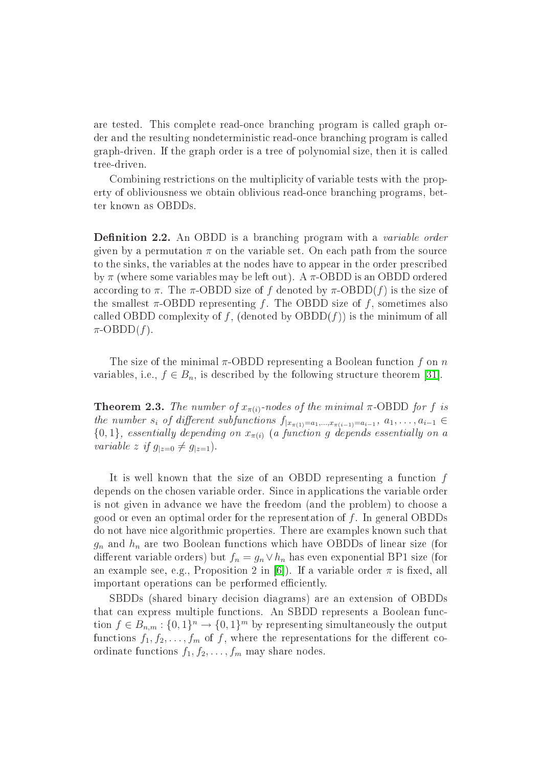are tested. This complete read-once branching program is called graph order and the resulting nondeterministic read-once branching program is called graph-driven. If the graph order is a tree of polynomial size, then it is called tree-driven.

Combining restrictions on the multiplicity of variable tests with the property of obliviousness we obtain oblivious read-once branching programs, better known as OBDDs.

**Definition 2.2.** An OBDD is a branching program with a *variable order* given by a permutation $\pi$ on the variable set. On each path from the source to the sinks, the variables at the nodes have to appear in the order prescribed by $\pi$ (where some variables may be left out). A $\pi$-OBDD is an OBDD ordered according to $\pi$. The $\pi$-OBDD size of $f$ denoted by $\pi$-OBDD$(f)$ is the size of the smallest $\pi$-OBDD representing $f$. The OBDD size of $f$, sometimes also called OBDD complexity of $f$, (denoted by OBDD$(f)$) is the minimum of all $\pi$-OBDD$(f)$.

The size of the minimal $\pi$-OBDD representing a Boolean function $f$ on $n$ variables, i.e., $f \in B_n$, is described by the following structure theorem [31].

**Theorem 2.3.** *The number of $x_{\pi(i)}$-nodes of the minimal $\pi$-OBDD for $f$ is the number $s_i$ of different subfunctions $f_{|x_{\pi(1)}=a_1,\ldots,x_{\pi(i-1)}=a_{i-1}}$, $a_1,\ldots,a_{i-1} \in \{0,1\}$, essentially depending on $x_{\pi(i)}$ (a function $g$ depends essentially on a variable $z$ if $g_{|z=0} \neq g_{|z=1}$).*

It is well known that the size of an OBDD representing a function $f$ depends on the chosen variable order. Since in applications the variable order is not given in advance we have the freedom (and the problem) to choose a good or even an optimal order for the representation of $f$. In general OBDDs do not have nice algorithmic properties. There are examples known such that $g_n$ and $h_n$ are two Boolean functions which have OBDDs of linear size (for different variable orders) but $f_n = g_n \vee h_n$ has even exponential BP1 size (for an example see, e.g., Proposition 2 in [6]). If a variable order $\pi$ is fixed, all important operations can be performed efficiently.

SBDDs (shared binary decision diagrams) are an extension of OBDDs that can express multiple functions. An SBDD represents a Boolean function $f \in B_{n,m} : \{0,1\}^n \to \{0,1\}^m$ by representing simultaneously the output functions $f_1, f_2, \ldots, f_m$ of $f$, where the representations for the different coordinate functions $f_1, f_2, \ldots, f_m$ may share nodes.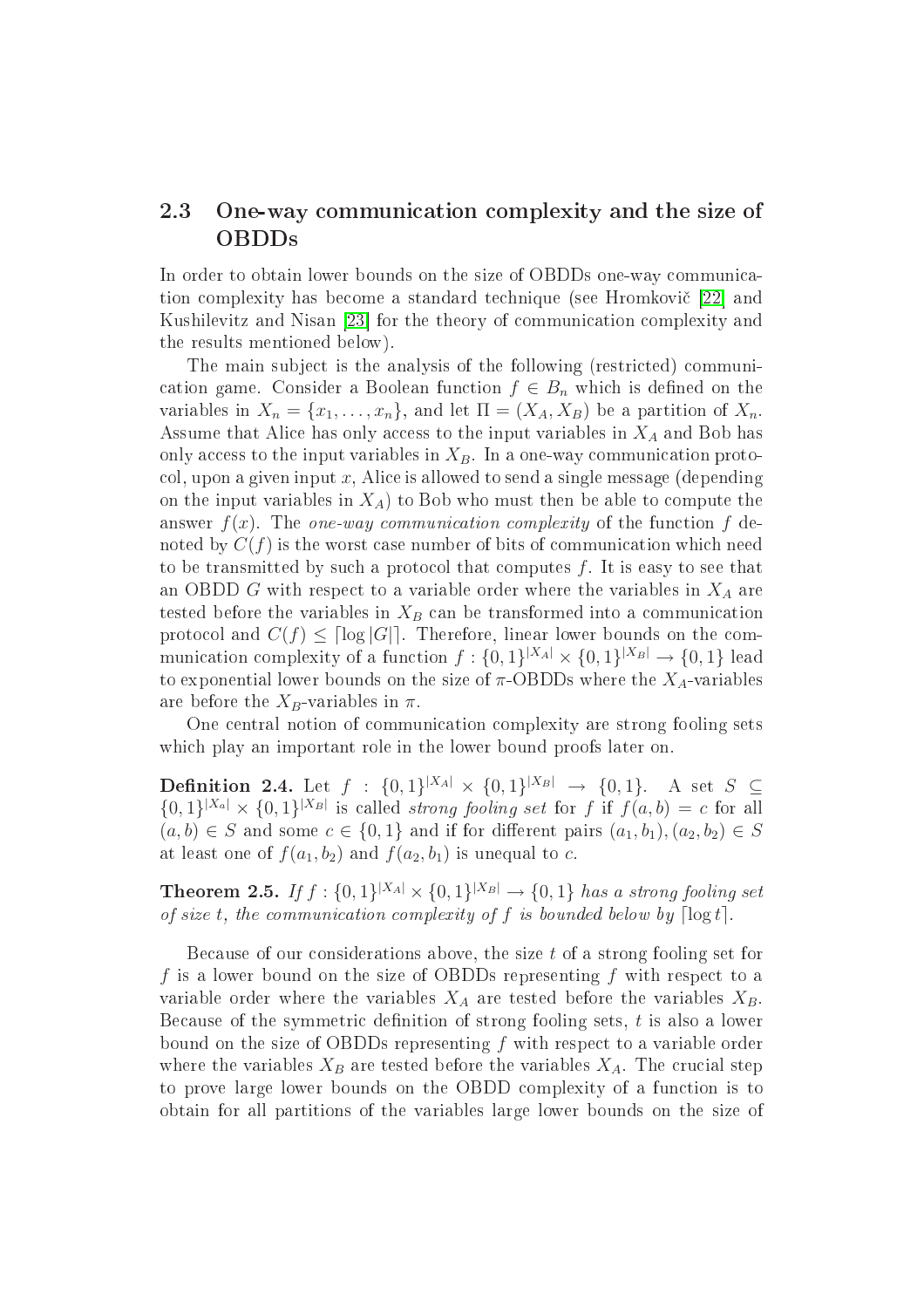## 2.3 One-way communication complexity and the size of OBDDs

In order to obtain lower bounds on the size of OBDDs one-way communication complexity has become a standard technique (see Hromkovič [22] and Kushilevitz and Nisan [23] for the theory of communication complexity and the results mentioned below).

The main subject is the analysis of the following (restricted) communication game. Consider a Boolean function $f \in B_n$ which is defined on the variables in $X_n = \{x_1, \ldots, x_n\}$, and let $\Pi = (X_A, X_B)$ be a partition of $X_n$. Assume that Alice has only access to the input variables in $X_A$ and Bob has only access to the input variables in $X_B$. In a one-way communication protocol, upon a given input $x$, Alice is allowed to send a single message (depending on the input variables in $X_A$) to Bob who must then be able to compute the answer $f(x)$. The *one-way communication complexity* of the function $f$ denoted by $C(f)$ is the worst case number of bits of communication which need to be transmitted by such a protocol that computes $f$. It is easy to see that an OBDD $G$ with respect to a variable order where the variables in $X_A$ are tested before the variables in $X_B$ can be transformed into a communication protocol and $C(f) \leq \lceil \log |G| \rceil$. Therefore, linear lower bounds on the communication complexity of a function $f : \{0,1\}^{|X_A|} \times \{0,1\}^{|X_B|} \to \{0,1\}$ lead to exponential lower bounds on the size of $\pi$-OBDDs where the $X_A$-variables are before the $X_B$-variables in $\pi$.

One central notion of communication complexity are strong fooling sets which play an important role in the lower bound proofs later on.

**Definition 2.4.** Let $f : \{0,1\}^{|X_A|} \times \{0,1\}^{|X_B|} \to \{0,1\}$. A set $S \subseteq \{0,1\}^{|X_a|} \times \{0,1\}^{|X_B|}$ is called *strong fooling set* for $f$ if $f(a,b) = c$ for all $(a,b) \in S$ and some $c \in \{0,1\}$ and if for different pairs $(a_1,b_1),(a_2,b_2) \in S$ at least one of $f(a_1,b_2)$ and $f(a_2,b_1)$ is unequal to $c$.

**Theorem 2.5.** *If $f : \{0,1\}^{|X_A|} \times \{0,1\}^{|X_B|} \to \{0,1\}$ has a strong fooling set of size $t$, the communication complexity of $f$ is bounded below by $\lceil \log t \rceil$.*

Because of our considerations above, the size $t$ of a strong fooling set for $f$ is a lower bound on the size of OBDDs representing $f$ with respect to a variable order where the variables $X_A$ are tested before the variables $X_B$. Because of the symmetric definition of strong fooling sets, $t$ is also a lower bound on the size of OBDDs representing $f$ with respect to a variable order where the variables $X_B$ are tested before the variables $X_A$. The crucial step to prove large lower bounds on the OBDD complexity of a function is to obtain for all partitions of the variables large lower bounds on the size of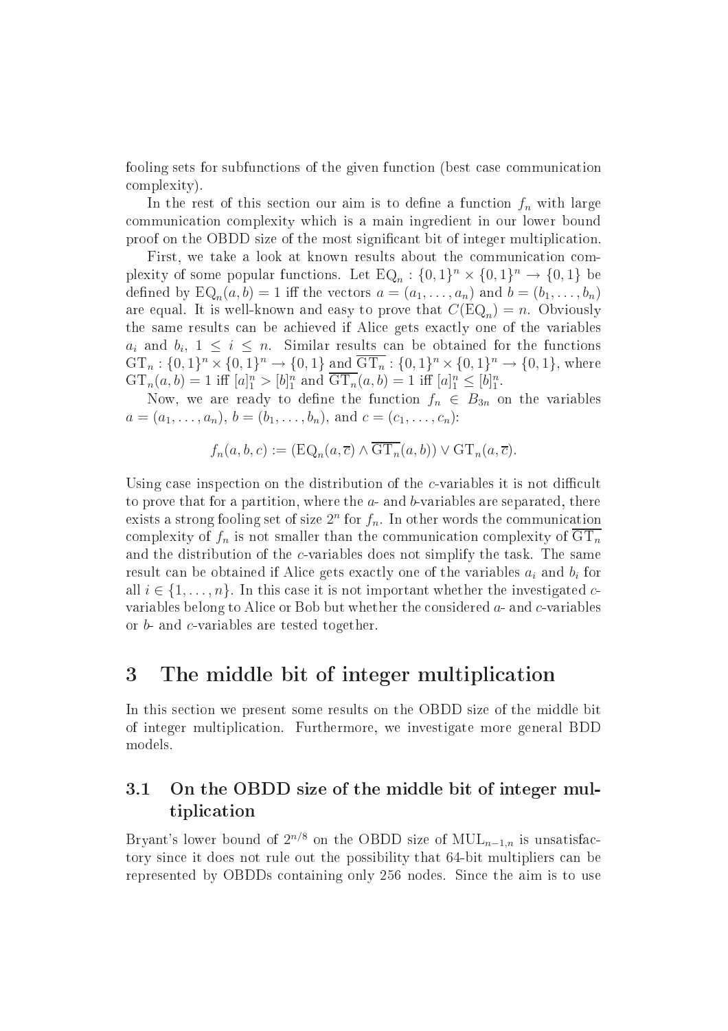fooling sets for subfunctions of the given function (best case communication complexity).

In the rest of this section our aim is to define a function $f_n$ with large communication complexity which is a main ingredient in our lower bound proof on the OBDD size of the most significant bit of integer multiplication.

First, we take a look at known results about the communication complexity of some popular functions. Let $\mathrm{EQ}_n : \{0,1\}^n \times \{0,1\}^n \rightarrow \{0,1\}$ be defined by $\mathrm{EQ}_n(a,b) = 1$ iff the vectors $a = (a_1, \ldots, a_n)$ and $b = (b_1, \ldots, b_n)$ are equal. It is well-known and easy to prove that $C(\mathrm{EQ}_n) = n$. Obviously the same results can be achieved if Alice gets exactly one of the variables $a_i$ and $b_i$, $1 \leq i \leq n$. Similar results can be obtained for the functions $\mathrm{GT}_n : \{0,1\}^n \times \{0,1\}^n \rightarrow \{0,1\}$ and $\overline{\mathrm{GT}_n} : \{0,1\}^n \times \{0,1\}^n \rightarrow \{0,1\}$, where $\mathrm{GT}_n(a,b) = 1$ iff $[a]_1^n > [b]_1^n$ and $\overline{\mathrm{GT}_n}(a,b) = 1$ iff $[a]_1^n \leq [b]_1^n$.

Now, we are ready to define the function $f_n \in B_{3n}$ on the variables $a = (a_1, \ldots, a_n)$, $b = (b_1, \ldots, b_n)$, and $c = (c_1, \ldots, c_n)$:

$$f_n(a,b,c) := (\mathrm{EQ}_n(a, \overline{c}) \wedge \overline{\mathrm{GT}_n}(a,b)) \vee \mathrm{GT}_n(a, \overline{c}).$$

Using case inspection on the distribution of the $c$-variables it is not difficult to prove that for a partition, where the $a$- and $b$-variables are separated, there exists a strong fooling set of size $2^n$ for $f_n$. In other words the communication complexity of $f_n$ is not smaller than the communication complexity of $\overline{\mathrm{GT}_n}$ and the distribution of the $c$-variables does not simplify the task. The same result can be obtained if Alice gets exactly one of the variables $a_i$ and $b_i$ for all $i \in \{1, \ldots, n\}$. In this case it is not important whether the investigated $c$-variables belong to Alice or Bob but whether the considered $a$- and $c$-variables or $b$- and $c$-variables are tested together.

# 3 The middle bit of integer multiplication

In this section we present some results on the OBDD size of the middle bit of integer multiplication. Furthermore, we investigate more general BDD models.

## 3.1 On the OBDD size of the middle bit of integer multiplication

Bryant's lower bound of $2^{n/8}$ on the OBDD size of $\mathrm{MUL}_{n-1,n}$ is unsatisfactory since it does not rule out the possibility that 64-bit multipliers can be represented by OBDDs containing only 256 nodes. Since the aim is to use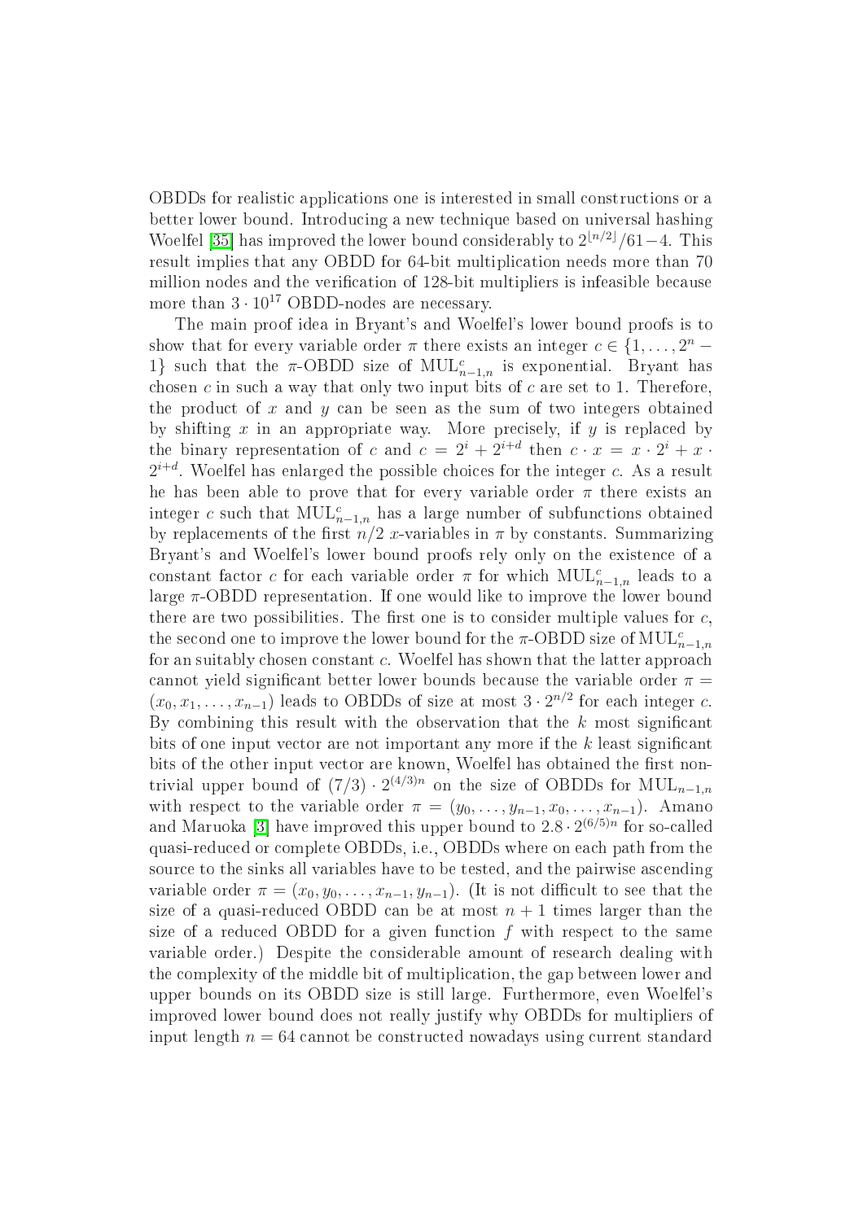OBDDs for realistic applications one is interested in small constructions or a better lower bound. Introducing a new technique based on universal hashing Woelfel [35] has improved the lower bound considerably to $2^{\lfloor n/2 \rfloor}/61 - 4$. This result implies that any OBDD for 64-bit multiplication needs more than 70 million nodes and the verification of 128-bit multipliers is infeasible because more than $3 \cdot 10^{17}$ OBDD-nodes are necessary.

The main proof idea in Bryant's and Woelfel's lower bound proofs is to show that for every variable order $\pi$ there exists an integer $c \in \{1, \ldots, 2^n - 1\}$ such that the $\pi$-OBDD size of $\mathrm{MUL}^c_{n-1,n}$ is exponential. Bryant has chosen $c$ in such a way that only two input bits of $c$ are set to 1. Therefore, the product of $x$ and $y$ can be seen as the sum of two integers obtained by shifting $x$ in an appropriate way. More precisely, if $y$ is replaced by the binary representation of $c$ and $c = 2^i + 2^{i+d}$ then $c \cdot x = x \cdot 2^i + x \cdot 2^{i+d}$. Woelfel has enlarged the possible choices for the integer $c$. As a result he has been able to prove that for every variable order $\pi$ there exists an integer $c$ such that $\mathrm{MUL}^c_{n-1,n}$ has a large number of subfunctions obtained by replacements of the first $n/2$ $x$-variables in $\pi$ by constants. Summarizing Bryant's and Woelfel's lower bound proofs rely only on the existence of a constant factor $c$ for each variable order $\pi$ for which $\mathrm{MUL}^c_{n-1,n}$ leads to a large $\pi$-OBDD representation. If one would like to improve the lower bound there are two possibilities. The first one is to consider multiple values for $c$, the second one to improve the lower bound for the $\pi$-OBDD size of $\mathrm{MUL}^c_{n-1,n}$ for an suitably chosen constant $c$. Woelfel has shown that the latter approach cannot yield significant better lower bounds because the variable order $\pi = (x_0, x_1, \ldots, x_{n-1})$ leads to OBDDs of size at most $3 \cdot 2^{n/2}$ for each integer $c$. By combining this result with the observation that the $k$ most significant bits of one input vector are not important any more if the $k$ least significant bits of the other input vector are known, Woelfel has obtained the first non-trivial upper bound of $(7/3) \cdot 2^{(4/3)n}$ on the size of OBDDs for $\mathrm{MUL}_{n-1,n}$ with respect to the variable order $\pi = (y_0, \ldots, y_{n-1}, x_0, \ldots, x_{n-1})$. Amano and Maruoka [3] have improved this upper bound to $2.8 \cdot 2^{(6/5)n}$ for so-called quasi-reduced or complete OBDDs, i.e., OBDDs where on each path from the source to the sinks all variables have to be tested, and the pairwise ascending variable order $\pi = (x_0, y_0, \ldots, x_{n-1}, y_{n-1})$. (It is not difficult to see that the size of a quasi-reduced OBDD can be at most $n + 1$ times larger than the size of a reduced OBDD for a given function $f$ with respect to the same variable order.) Despite the considerable amount of research dealing with the complexity of the middle bit of multiplication, the gap between lower and upper bounds on its OBDD size is still large. Furthermore, even Woelfel's improved lower bound does not really justify why OBDDs for multipliers of input length $n = 64$ cannot be constructed nowadays using current standard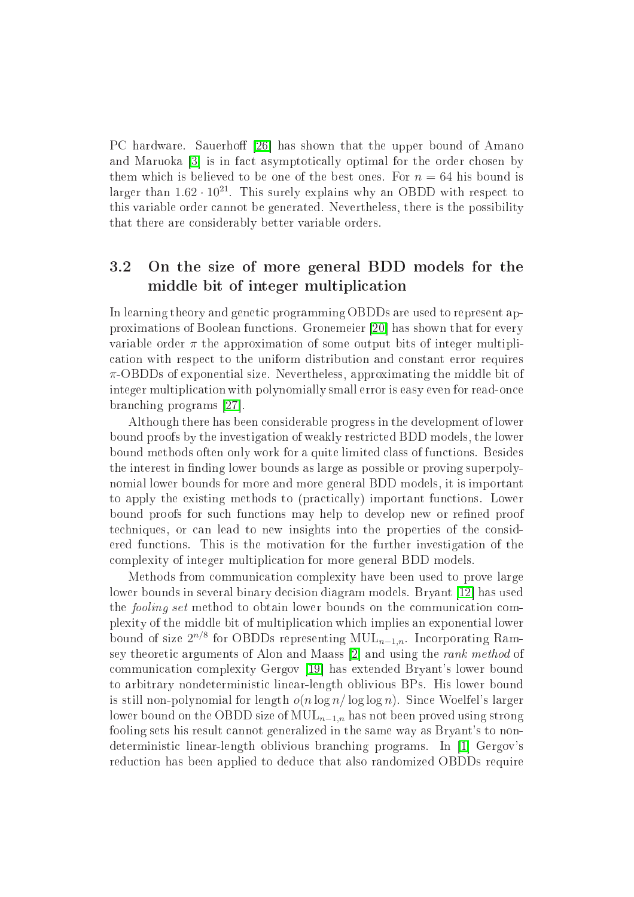PC hardware. Sauerhoff [26] has shown that the upper bound of Amano and Maruoka [3] is in fact asymptotically optimal for the order chosen by them which is believed to be one of the best ones. For $n = 64$ his bound is larger than $1.62 \cdot 10^{21}$. This surely explains why an OBDD with respect to this variable order cannot be generated. Nevertheless, there is the possibility that there are considerably better variable orders.

## 3.2 On the size of more general BDD models for the middle bit of integer multiplication

In learning theory and genetic programming OBDDs are used to represent approximations of Boolean functions. Gronemeier [20] has shown that for every variable order $\pi$ the approximation of some output bits of integer multiplication with respect to the uniform distribution and constant error requires $\pi$-OBDDs of exponential size. Nevertheless, approximating the middle bit of integer multiplication with polynomially small error is easy even for read-once branching programs [27].

Although there has been considerable progress in the development of lower bound proofs by the investigation of weakly restricted BDD models, the lower bound methods often only work for a quite limited class of functions. Besides the interest in finding lower bounds as large as possible or proving superpolynomial lower bounds for more and more general BDD models, it is important to apply the existing methods to (practically) important functions. Lower bound proofs for such functions may help to develop new or refined proof techniques, or can lead to new insights into the properties of the considered functions. This is the motivation for the further investigation of the complexity of integer multiplication for more general BDD models.

Methods from communication complexity have been used to prove large lower bounds in several binary decision diagram models. Bryant [12] has used the *fooling set* method to obtain lower bounds on the communication complexity of the middle bit of multiplication which implies an exponential lower bound of size $2^{n/8}$ for OBDDs representing $\mathrm{MUL}_{n-1,n}$. Incorporating Ramsey theoretic arguments of Alon and Maass [2] and using the *rank method* of communication complexity Gergov [19] has extended Bryant's lower bound to arbitrary nondeterministic linear-length oblivious BPs. His lower bound is still non-polynomial for length $o(n \log n / \log \log n)$. Since Woelfel's larger lower bound on the OBDD size of $\mathrm{MUL}_{n-1,n}$ has not been proved using strong fooling sets his result cannot generalized in the same way as Bryant's to nondeterministic linear-length oblivious branching programs. In [1] Gergov's reduction has been applied to deduce that also randomized OBDDs require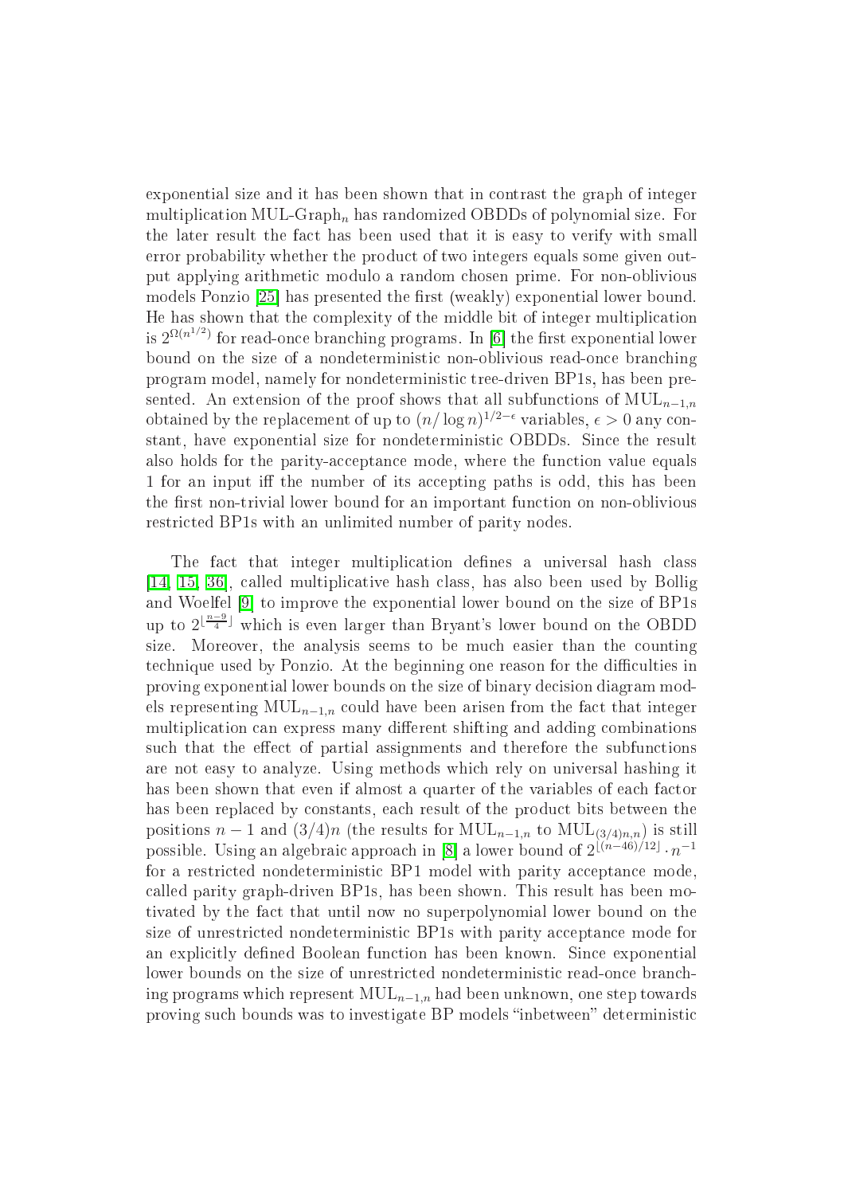exponential size and it has been shown that in contrast the graph of integer multiplication MUL-Graph$_n$ has randomized OBDDs of polynomial size. For the later result the fact has been used that it is easy to verify with small error probability whether the product of two integers equals some given output applying arithmetic modulo a random chosen prime. For non-oblivious models Ponzio [25] has presented the first (weakly) exponential lower bound. He has shown that the complexity of the middle bit of integer multiplication is $2^{\Omega(n^{1/2})}$ for read-once branching programs. In [6] the first exponential lower bound on the size of a nondeterministic non-oblivious read-once branching program model, namely for nondeterministic tree-driven BP1s, has been presented. An extension of the proof shows that all subfunctions of $\mathrm{MUL}_{n-1,n}$ obtained by the replacement of up to $(n/\log n)^{1/2-\epsilon}$ variables, $\epsilon > 0$ any constant, have exponential size for nondeterministic OBDDs. Since the result also holds for the parity-acceptance mode, where the function value equals 1 for an input iff the number of its accepting paths is odd, this has been the first non-trivial lower bound for an important function on non-oblivious restricted BP1s with an unlimited number of parity nodes.

The fact that integer multiplication defines a universal hash class [14, 15, 36], called multiplicative hash class, has also been used by Bollig and Woelfel [9] to improve the exponential lower bound on the size of BP1s up to $2^{\lfloor \frac{n-9}{4} \rfloor}$ which is even larger than Bryant's lower bound on the OBDD size. Moreover, the analysis seems to be much easier than the counting technique used by Ponzio. At the beginning one reason for the difficulties in proving exponential lower bounds on the size of binary decision diagram models representing $\mathrm{MUL}_{n-1,n}$ could have been arisen from the fact that integer multiplication can express many different shifting and adding combinations such that the effect of partial assignments and therefore the subfunctions are not easy to analyze. Using methods which rely on universal hashing it has been shown that even if almost a quarter of the variables of each factor has been replaced by constants, each result of the product bits between the positions $n-1$ and $(3/4)n$ (the results for $\mathrm{MUL}_{n-1,n}$ to $\mathrm{MUL}_{(3/4)n,n}$) is still possible. Using an algebraic approach in [8] a lower bound of $2^{\lfloor (n-46)/12 \rfloor} \cdot n^{-1}$ for a restricted nondeterministic BP1 model with parity acceptance mode, called parity graph-driven BP1s, has been shown. This result has been motivated by the fact that until now no superpolynomial lower bound on the size of unrestricted nondeterministic BP1s with parity acceptance mode for an explicitly defined Boolean function has been known. Since exponential lower bounds on the size of unrestricted nondeterministic read-once branching programs which represent $\mathrm{MUL}_{n-1,n}$ had been unknown, one step towards proving such bounds was to investigate BP models "inbetween" deterministic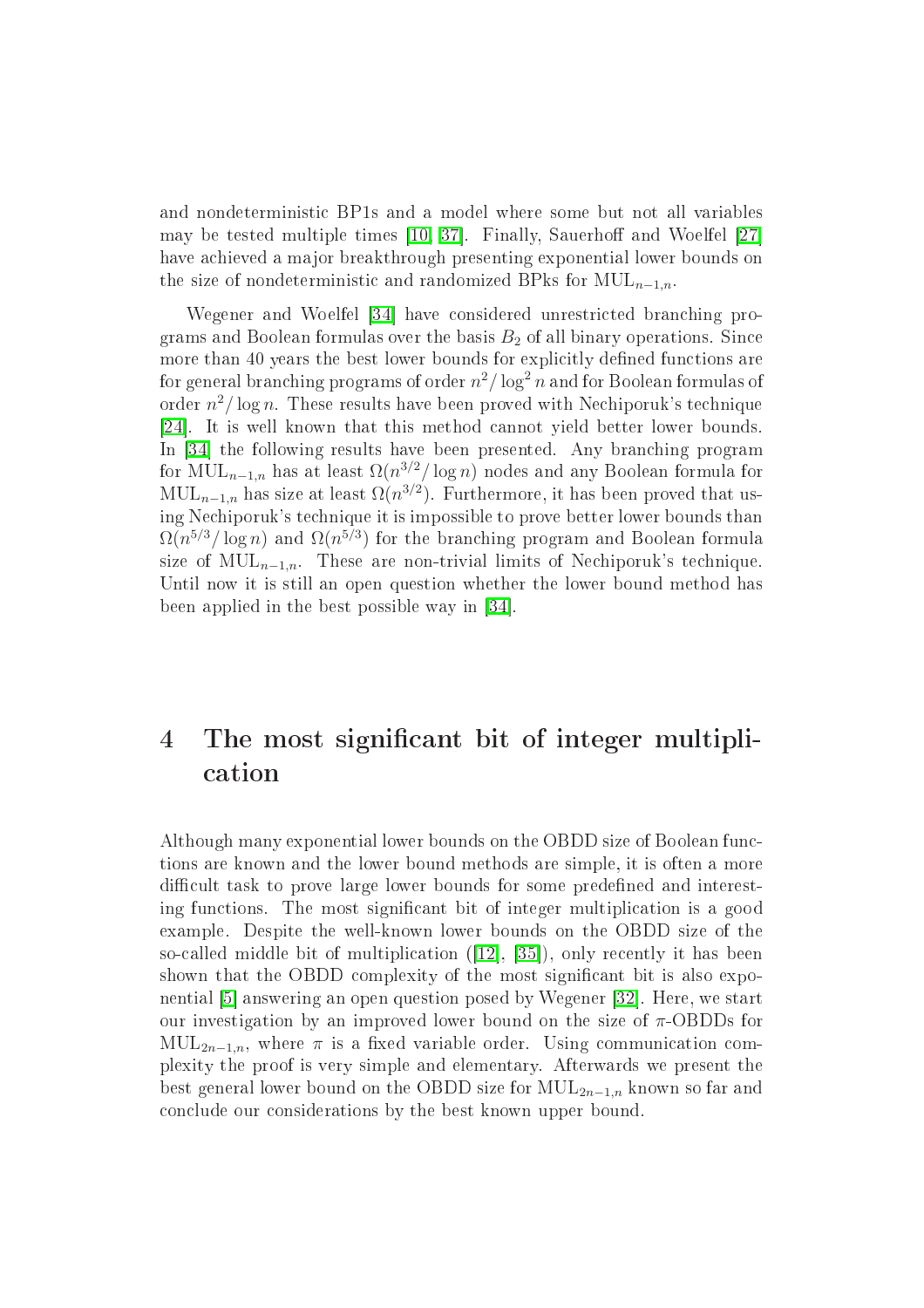and nondeterministic BP1s and a model where some but not all variables may be tested multiple times [10, 37]. Finally, Sauerhoff and Woelfel [27] have achieved a major breakthrough presenting exponential lower bounds on the size of nondeterministic and randomized BPks for $\mathrm{MUL}_{n-1,n}$.

Wegener and Woelfel [34] have considered unrestricted branching programs and Boolean formulas over the basis $B_2$ of all binary operations. Since more than 40 years the best lower bounds for explicitly defined functions are for general branching programs of order $n^2/\log^2 n$ and for Boolean formulas of order $n^2/\log n$. These results have been proved with Nechiporuk's technique [24]. It is well known that this method cannot yield better lower bounds. In [34] the following results have been presented. Any branching program for $\mathrm{MUL}_{n-1,n}$ has at least $\Omega(n^{3/2}/\log n)$ nodes and any Boolean formula for $\mathrm{MUL}_{n-1,n}$ has size at least $\Omega(n^{3/2})$. Furthermore, it has been proved that using Nechiporuk's technique it is impossible to prove better lower bounds than $\Omega(n^{5/3}/\log n)$ and $\Omega(n^{5/3})$ for the branching program and Boolean formula size of $\mathrm{MUL}_{n-1,n}$. These are non-trivial limits of Nechiporuk's technique. Until now it is still an open question whether the lower bound method has been applied in the best possible way in [34].

# 4 The most significant bit of integer multiplication

Although many exponential lower bounds on the OBDD size of Boolean functions are known and the lower bound methods are simple, it is often a more difficult task to prove large lower bounds for some predefined and interesting functions. The most significant bit of integer multiplication is a good example. Despite the well-known lower bounds on the OBDD size of the so-called middle bit of multiplication ([12], [35]), only recently it has been shown that the OBDD complexity of the most significant bit is also exponential [5] answering an open question posed by Wegener [32]. Here, we start our investigation by an improved lower bound on the size of $\pi$-OBDDs for $\mathrm{MUL}_{2n-1,n}$, where $\pi$ is a fixed variable order. Using communication complexity the proof is very simple and elementary. Afterwards we present the best general lower bound on the OBDD size for $\mathrm{MUL}_{2n-1,n}$ known so far and conclude our considerations by the best known upper bound.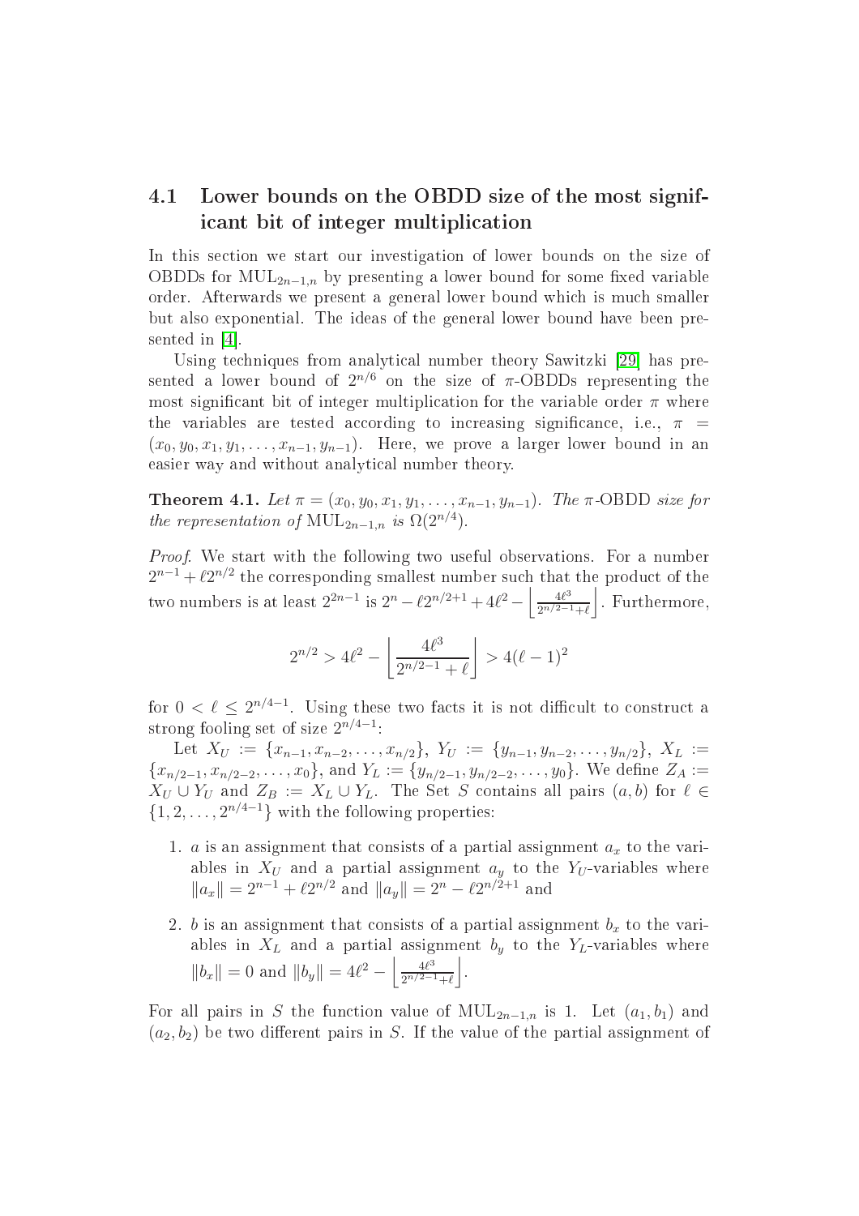## 4.1 Lower bounds on the OBDD size of the most significant bit of integer multiplication

In this section we start our investigation of lower bounds on the size of OBDDs for $\mathrm{MUL}_{2n-1,n}$ by presenting a lower bound for some fixed variable order. Afterwards we present a general lower bound which is much smaller but also exponential. The ideas of the general lower bound have been presented in [4].

Using techniques from analytical number theory Sawitzki [29] has presented a lower bound of $2^{n/6}$ on the size of $\pi$-OBDDs representing the most significant bit of integer multiplication for the variable order $\pi$ where the variables are tested according to increasing significance, i.e., $\pi = (x_0, y_0, x_1, y_1, \ldots, x_{n-1}, y_{n-1})$. Here, we prove a larger lower bound in an easier way and without analytical number theory.

**Theorem 4.1.** *Let* $\pi = (x_0, y_0, x_1, y_1, \ldots, x_{n-1}, y_{n-1})$*. The* $\pi$-OBDD *size for the representation of* $\mathrm{MUL}_{2n-1,n}$ *is* $\Omega(2^{n/4})$*.*

*Proof.* We start with the following two useful observations. For a number $2^{n-1} + \ell 2^{n/2}$ the corresponding smallest number such that the product of the two numbers is at least $2^{2n-1}$ is $2^n - \ell 2^{n/2+1} + 4\ell^2 - \left\lfloor \frac{4\ell^3}{2^{n/2-1}+\ell} \right\rfloor$. Furthermore,

$$2^{n/2} > 4\ell^2 - \left\lfloor \frac{4\ell^3}{2^{n/2-1}+\ell} \right\rfloor > 4(\ell-1)^2$$

for $0 < \ell \leq 2^{n/4-1}$. Using these two facts it is not difficult to construct a strong fooling set of size $2^{n/4-1}$:

Let $X_U := \{x_{n-1}, x_{n-2}, \ldots, x_{n/2}\}$, $Y_U := \{y_{n-1}, y_{n-2}, \ldots, y_{n/2}\}$, $X_L := \{x_{n/2-1}, x_{n/2-2}, \ldots, x_0\}$, and $Y_L := \{y_{n/2-1}, y_{n/2-2}, \ldots, y_0\}$. We define $Z_A := X_U \cup Y_U$ and $Z_B := X_L \cup Y_L$. The Set $S$ contains all pairs $(a, b)$ for $\ell \in \{1, 2, \ldots, 2^{n/4-1}\}$ with the following properties:

1. $a$ is an assignment that consists of a partial assignment $a_x$ to the variables in $X_U$ and a partial assignment $a_y$ to the $Y_U$-variables where $\|a_x\| = 2^{n-1} + \ell 2^{n/2}$ and $\|a_y\| = 2^n - \ell 2^{n/2+1}$ and
2. $b$ is an assignment that consists of a partial assignment $b_x$ to the variables in $X_L$ and a partial assignment $b_y$ to the $Y_L$-variables where $\|b_x\| = 0$ and $\|b_y\| = 4\ell^2 - \left\lfloor \frac{4\ell^3}{2^{n/2-1}+\ell} \right\rfloor$.

For all pairs in $S$ the function value of $\mathrm{MUL}_{2n-1,n}$ is 1. Let $(a_1, b_1)$ and $(a_2, b_2)$ be two different pairs in $S$. If the value of the partial assignment of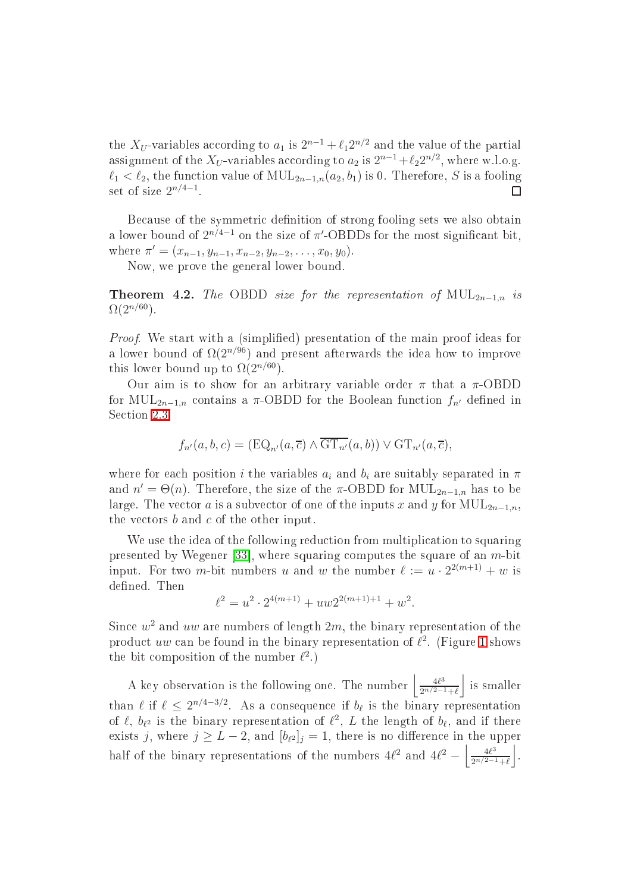the $X_U$-variables according to $a_1$ is $2^{n-1} + \ell_1 2^{n/2}$ and the value of the partial assignment of the $X_U$-variables according to $a_2$ is $2^{n-1} + \ell_2 2^{n/2}$, where w.l.o.g. $\ell_1 < \ell_2$, the function value of $\mathrm{MUL}_{2n-1,n}(a_2, b_1)$ is 0. Therefore, $S$ is a fooling set of size $2^{n/4-1}$. ☐

Because of the symmetric definition of strong fooling sets we also obtain a lower bound of $2^{n/4-1}$ on the size of $\pi'$-OBDDs for the most significant bit, where $\pi' = (x_{n-1}, y_{n-1}, x_{n-2}, y_{n-2}, \ldots, x_0, y_0)$.

Now, we prove the general lower bound.

**Theorem 4.2.** *The* OBDD *size for the representation of* $\mathrm{MUL}_{2n-1,n}$ *is* $\Omega(2^{n/60})$.

*Proof.* We start with a (simplified) presentation of the main proof ideas for a lower bound of $\Omega(2^{n/96})$ and present afterwards the idea how to improve this lower bound up to $\Omega(2^{n/60})$.

Our aim is to show for an arbitrary variable order $\pi$ that a $\pi$-OBDD for $\mathrm{MUL}_{2n-1,n}$ contains a $\pi$-OBDD for the Boolean function $f_{n'}$ defined in Section 2.3

$$f_{n'}(a, b, c) = (\mathrm{EQ}_{n'}(a, \overline{c}) \wedge \overline{\mathrm{GT}_{n'}}(a, b)) \vee \mathrm{GT}_{n'}(a, \overline{c}),$$

where for each position $i$ the variables $a_i$ and $b_i$ are suitably separated in $\pi$ and $n' = \Theta(n)$. Therefore, the size of the $\pi$-OBDD for $\mathrm{MUL}_{2n-1,n}$ has to be large. The vector $a$ is a subvector of one of the inputs $x$ and $y$ for $\mathrm{MUL}_{2n-1,n}$, the vectors $b$ and $c$ of the other input.

We use the idea of the following reduction from multiplication to squaring presented by Wegener [33], where squaring computes the square of an $m$-bit input. For two $m$-bit numbers $u$ and $w$ the number $\ell := u \cdot 2^{2(m+1)} + w$ is defined. Then

$$\ell^2 = u^2 \cdot 2^{4(m+1)} + uw2^{2(m+1)+1} + w^2.$$

Since $w^2$ and $uw$ are numbers of length $2m$, the binary representation of the product $uw$ can be found in the binary representation of $\ell^2$. (Figure 1 shows the bit composition of the number $\ell^2$.)

A key observation is the following one. The number $\left\lfloor \frac{4\ell^3}{2^{n/2-1}+\ell} \right\rfloor$ is smaller than $\ell$ if $\ell \leq 2^{n/4-3/2}$. As a consequence if $b_\ell$ is the binary representation of $\ell$, $b_{\ell^2}$ is the binary representation of $\ell^2$, $L$ the length of $b_\ell$, and if there exists $j$, where $j \geq L-2$, and $[b_{\ell^2}]_j = 1$, there is no difference in the upper half of the binary representations of the numbers $4\ell^2$ and $4\ell^2 - \left\lfloor \frac{4\ell^3}{2^{n/2-1}+\ell} \right\rfloor$.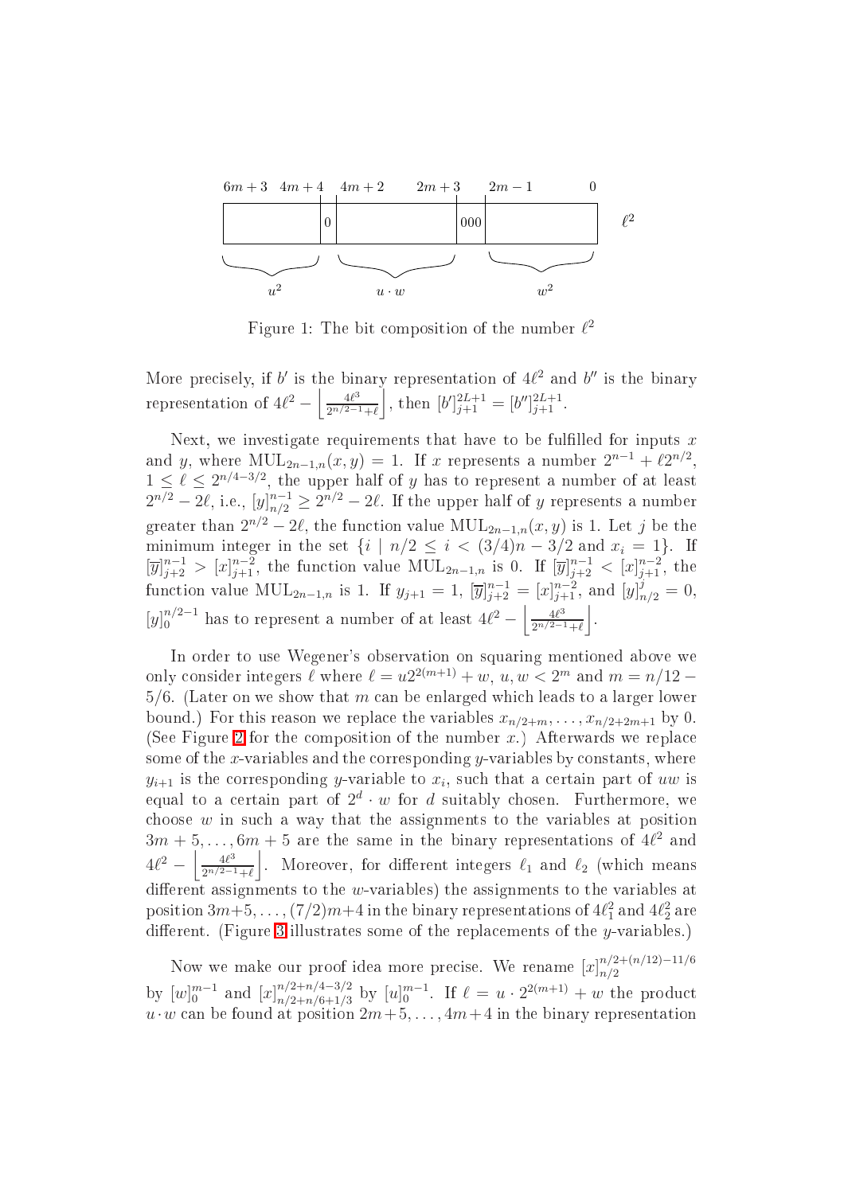Figure 1: The bit composition of the number $\ell^2$

More precisely, if $b'$ is the binary representation of $4\ell^2$ and $b''$ is the binary representation of $4\ell^2 - \left\lfloor \frac{4\ell^3}{2^{n/2-1}+\ell} \right\rfloor$, then $[b']_{j+1}^{2L+1} = [b'']_{j+1}^{2L+1}$.

Next, we investigate requirements that have to be fulfilled for inputs $x$ and $y$, where $\mathrm{MUL}_{2n-1,n}(x,y) = 1$. If $x$ represents a number $2^{n-1} + \ell 2^{n/2}$, $1 \leq \ell \leq 2^{n/4-3/2}$, the upper half of $y$ has to represent a number of at least $2^{n/2} - 2\ell$, i.e., $[y]_{n/2}^{n-1} \geq 2^{n/2} - 2\ell$. If the upper half of $y$ represents a number greater than $2^{n/2} - 2\ell$, the function value $\mathrm{MUL}_{2n-1,n}(x,y)$ is 1. Let $j$ be the minimum integer in the set $\{i \mid n/2 \leq i < (3/4)n - 3/2 \text{ and } x_i = 1\}$. If $[\overline{y}]_{j+2}^{n-1} > [x]_{j+1}^{n-2}$, the function value $\mathrm{MUL}_{2n-1,n}$ is 0. If $[\overline{y}]_{j+2}^{n-1} < [x]_{j+1}^{n-2}$, the function value $\mathrm{MUL}_{2n-1,n}$ is 1. If $y_{j+1} = 1$, $[\overline{y}]_{j+2}^{n-1} = [x]_{j+1}^{n-2}$, and $[y]_{n/2}^{j} = 0$, $[y]_0^{n/2-1}$ has to represent a number of at least $4\ell^2 - \left\lfloor \frac{4\ell^3}{2^{n/2-1}+\ell} \right\rfloor$.

In order to use Wegener's observation on squaring mentioned above we only consider integers $\ell$ where $\ell = u2^{2(m+1)} + w$, $u, w < 2^m$ and $m = n/12 - 5/6$. (Later on we show that $m$ can be enlarged which leads to a larger lower bound.) For this reason we replace the variables $x_{n/2+m}, \ldots, x_{n/2+2m+1}$ by 0. (See Figure 2 for the composition of the number $x$.) Afterwards we replace some of the $x$-variables and the corresponding $y$-variables by constants, where $y_{i+1}$ is the corresponding $y$-variable to $x_i$, such that a certain part of $uw$ is equal to a certain part of $2^d \cdot w$ for $d$ suitably chosen. Furthermore, we choose $w$ in such a way that the assignments to the variables at position $3m+5, \ldots, 6m+5$ are the same in the binary representations of $4\ell^2$ and $4\ell^2 - \left\lfloor \frac{4\ell^3}{2^{n/2-1}+\ell} \right\rfloor$. Moreover, for different integers $\ell_1$ and $\ell_2$ (which means different assignments to the $w$-variables) the assignments to the variables at position $3m+5, \ldots, (7/2)m+4$ in the binary representations of $4\ell_1^2$ and $4\ell_2^2$ are different. (Figure 3 illustrates some of the replacements of the $y$-variables.)

Now we make our proof idea more precise. We rename $[x]_{n/2}^{n/2+(n/12)-11/6}$ by $[w]_0^{m-1}$ and $[x]_{n/2+n/6+1/3}^{n/2+n/4-3/2}$ by $[u]_0^{m-1}$. If $\ell = u \cdot 2^{2(m+1)} + w$ the product $u \cdot w$ can be found at position $2m+5, \ldots, 4m+4$ in the binary representation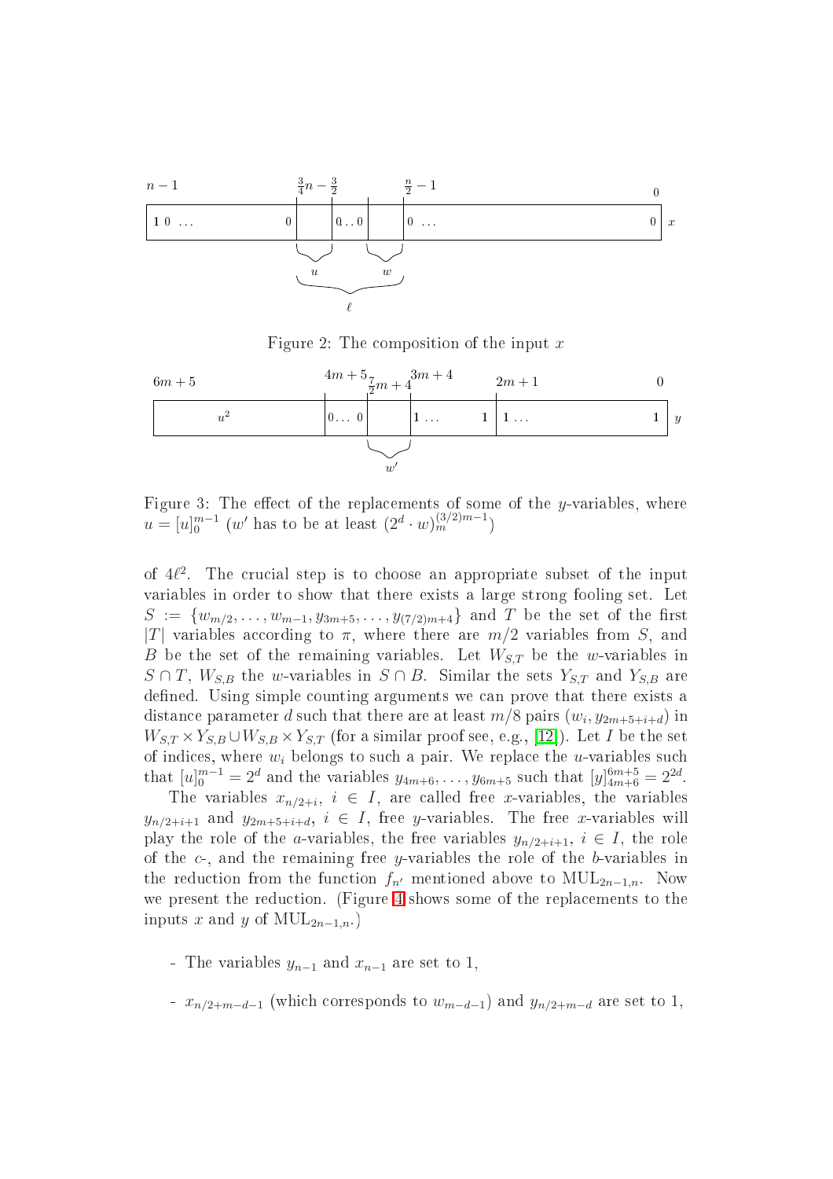Figure 2: The composition of the input $x$

Figure 3: The effect of the replacements of some of the $y$-variables, where $u = [u]_0^{m-1}$ ($w'$ has to be at least $(2^d \cdot w)_m^{(3/2)m-1}$)

of $4\ell^2$. The crucial step is to choose an appropriate subset of the input variables in order to show that there exists a large strong fooling set. Let $S := \{w_{m/2}, \ldots, w_{m-1}, y_{3m+5}, \ldots, y_{(7/2)m+4}\}$ and $T$ be the set of the first $|T|$ variables according to $\pi$, where there are $m/2$ variables from $S$, and $B$ be the set of the remaining variables. Let $W_{S,T}$ be the $w$-variables in $S \cap T$, $W_{S,B}$ the $w$-variables in $S \cap B$. Similar the sets $Y_{S,T}$ and $Y_{S,B}$ are defined. Using simple counting arguments we can prove that there exists a distance parameter $d$ such that there are at least $m/8$ pairs $(w_i, y_{2m+5+i+d})$ in $W_{S,T} \times Y_{S,B} \cup W_{S,B} \times Y_{S,T}$ (for a similar proof see, e.g., [12]). Let $I$ be the set of indices, where $w_i$ belongs to such a pair. We replace the $u$-variables such that $[u]_0^{m-1} = 2^d$ and the variables $y_{4m+6}, \ldots, y_{6m+5}$ such that $[y]_{4m+6}^{6m+5} = 2^{2d}$.

The variables $x_{n/2+i}$, $i \in I$, are called free $x$-variables, the variables $y_{n/2+i+1}$ and $y_{2m+5+i+d}$, $i \in I$, free $y$-variables. The free $x$-variables will play the role of the $a$-variables, the free variables $y_{n/2+i+1}$, $i \in I$, the role of the $c$-, and the remaining free $y$-variables the role of the $b$-variables in the reduction from the function $f_{n'}$ mentioned above to $\mathrm{MUL}_{2n-1,n}$. Now we present the reduction. (Figure 4 shows some of the replacements to the inputs $x$ and $y$ of $\mathrm{MUL}_{2n-1,n}$.)

- The variables $y_{n-1}$ and $x_{n-1}$ are set to 1,
- $x_{n/2+m-d-1}$ (which corresponds to $w_{m-d-1}$) and $y_{n/2+m-d}$ are set to 1,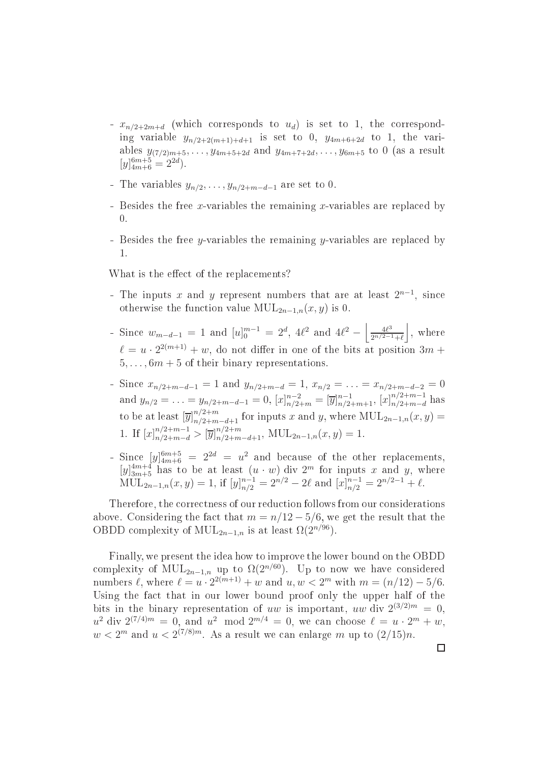- $x_{n/2+2m+d}$ (which corresponds to $u_d$) is set to 1, the corresponding variable $y_{n/2+2(m+1)+d+1}$ is set to 0, $y_{4m+6+2d}$ to 1, the variables $y_{(7/2)m+5}, \ldots, y_{4m+5+2d}$ and $y_{4m+7+2d}, \ldots, y_{6m+5}$ to 0 (as a result $[y]_{4m+6}^{6m+5} = 2^{2d}$).
- The variables $y_{n/2}, \ldots, y_{n/2+m-d-1}$ are set to 0.
- Besides the free $x$-variables the remaining $x$-variables are replaced by 0.
- Besides the free $y$-variables the remaining $y$-variables are replaced by 1.

What is the effect of the replacements?

- The inputs $x$ and $y$ represent numbers that are at least $2^{n-1}$, since otherwise the function value $\text{MUL}_{2n-1,n}(x,y)$ is 0.
- Since $w_{m-d-1} = 1$ and $[u]_0^{m-1} = 2^d$, $4\ell^2$ and $4\ell^2 - \left\lfloor \frac{4\ell^3}{2^{n/2-1}+\ell} \right\rfloor$, where $\ell = u \cdot 2^{2(m+1)} + w$, do not differ in one of the bits at position $3m+5, \ldots, 6m+5$ of their binary representations.
- Since $x_{n/2+m-d-1} = 1$ and $y_{n/2+m-d} = 1$, $x_{n/2} = \ldots = x_{n/2+m-d-2} = 0$ and $y_{n/2} = \ldots = y_{n/2+m-d-1} = 0$, $[x]_{n/2+m}^{n-2} = [\overline{y}]_{n/2+m+1}^{n-1}$, $[x]_{n/2+m-d}^{n/2+m-1}$ has to be at least $[\overline{y}]_{n/2+m-d+1}^{n/2+m}$ for inputs $x$ and $y$, where $\text{MUL}_{2n-1,n}(x,y) = 1$. If $[x]_{n/2+m-d}^{n/2+m-1} > [\overline{y}]_{n/2+m-d+1}^{n/2+m}$, $\text{MUL}_{2n-1,n}(x,y) = 1$.
- Since $[y]_{4m+6}^{6m+5} = 2^{2d} = u^2$ and because of the other replacements, $[y]_{3m+5}^{4m+4}$ has to be at least $(u \cdot w) \text{ div } 2^m$ for inputs $x$ and $y$, where $\text{MUL}_{2n-1,n}(x,y) = 1$, if $[y]_{n/2}^{n-1} = 2^{n/2} - 2\ell$ and $[x]_{n/2}^{n-1} = 2^{n/2-1} + \ell$.

Therefore, the correctness of our reduction follows from our considerations above. Considering the fact that $m = n/12 - 5/6$, we get the result that the OBDD complexity of $\text{MUL}_{2n-1,n}$ is at least $\Omega(2^{n/96})$.

Finally, we present the idea how to improve the lower bound on the OBDD complexity of $\text{MUL}_{2n-1,n}$ up to $\Omega(2^{n/60})$. Up to now we have considered numbers $\ell$, where $\ell = u \cdot 2^{2(m+1)} + w$ and $u, w < 2^m$ with $m = (n/12) - 5/6$. Using the fact that in our lower bound proof only the upper half of the bits in the binary representation of $uw$ is important, $uw \text{ div } 2^{(3/2)m} = 0$, $u^2 \text{ div } 2^{(7/4)m} = 0$, and $u^2 \mod 2^{m/4} = 0$, we can choose $\ell = u \cdot 2^m + w$, $w < 2^m$ and $u < 2^{(7/8)m}$. As a result we can enlarge $m$ up to $(2/15)n$.

□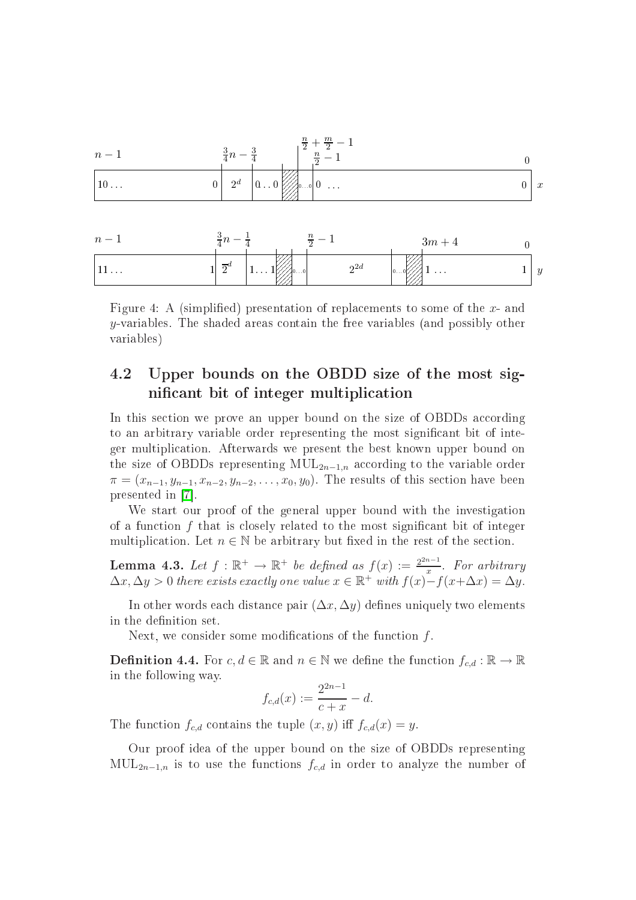Figure 4: A (simplified) presentation of replacements to some of the $x$- and $y$-variables. The shaded areas contain the free variables (and possibly other variables)

## 4.2 Upper bounds on the OBDD size of the most significant bit of integer multiplication

In this section we prove an upper bound on the size of OBDDs according to an arbitrary variable order representing the most significant bit of integer multiplication. Afterwards we present the best known upper bound on the size of OBDDs representing $\text{MUL}_{2n-1,n}$ according to the variable order $\pi = (x_{n-1}, y_{n-1}, x_{n-2}, y_{n-2}, \ldots, x_0, y_0)$. The results of this section have been presented in [7].

We start our proof of the general upper bound with the investigation of a function $f$ that is closely related to the most significant bit of integer multiplication. Let $n \in \mathbb{N}$ be arbitrary but fixed in the rest of the section.

**Lemma 4.3.** *Let $f : \mathbb{R}^+ \to \mathbb{R}^+$ be defined as $f(x) := \frac{2^{2n-1}}{x}$. For arbitrary $\Delta x, \Delta y > 0$ there exists exactly one value $x \in \mathbb{R}^+$ with $f(x) - f(x + \Delta x) = \Delta y$.*

In other words each distance pair $(\Delta x, \Delta y)$ defines uniquely two elements in the definition set.

Next, we consider some modifications of the function $f$.

**Definition 4.4.** For $c, d \in \mathbb{R}$ and $n \in \mathbb{N}$ we define the function $f_{c,d} : \mathbb{R} \to \mathbb{R}$ in the following way.

$$f_{c,d}(x) := \frac{2^{2n-1}}{c + x} - d.$$

The function $f_{c,d}$ contains the tuple $(x, y)$ iff $f_{c,d}(x) = y$.

Our proof idea of the upper bound on the size of OBDDs representing $\text{MUL}_{2n-1,n}$ is to use the functions $f_{c,d}$ in order to analyze the number of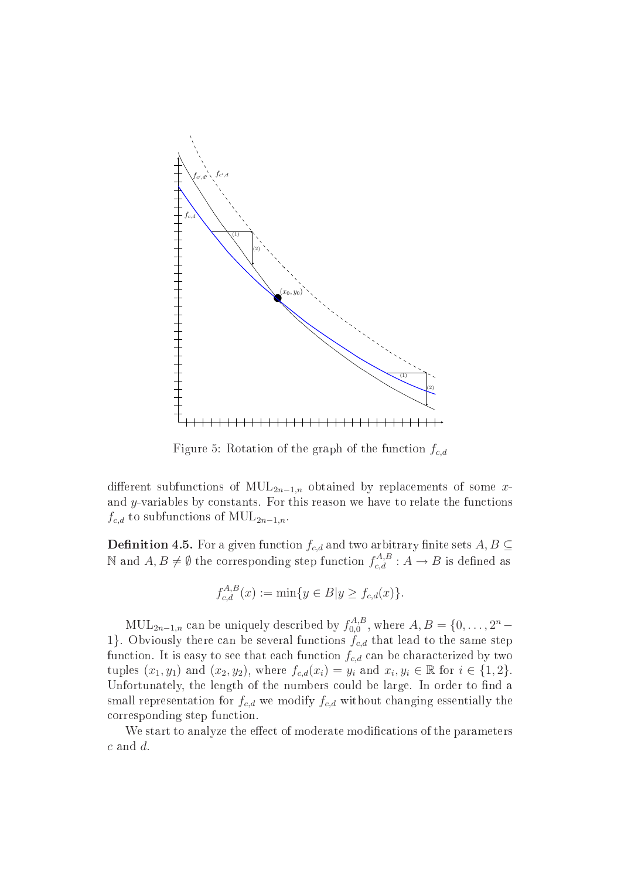Figure 5: Rotation of the graph of the function $f_{c,d}$

different subfunctions of $\mathrm{MUL}_{2n-1,n}$ obtained by replacements of some $x$- and $y$-variables by constants. For this reason we have to relate the functions $f_{c,d}$ to subfunctions of $\mathrm{MUL}_{2n-1,n}$.

**Definition 4.5.** For a given function $f_{c,d}$ and two arbitrary finite sets $A, B \subseteq \mathbb{N}$ and $A, B \neq \emptyset$ the corresponding step function $f_{c,d}^{A,B} : A \to B$ is defined as

$$f_{c,d}^{A,B}(x) := \min\{y \in B | y \geq f_{c,d}(x)\}.$$

$\mathrm{MUL}_{2n-1,n}$ can be uniquely described by $f_{0,0}^{A,B}$, where $A, B = \{0, \ldots, 2^n - 1\}$. Obviously there can be several functions $f_{c,d}$ that lead to the same step function. It is easy to see that each function $f_{c,d}$ can be characterized by two tuples $(x_1, y_1)$ and $(x_2, y_2)$, where $f_{c,d}(x_i) = y_i$ and $x_i, y_i \in \mathbb{R}$ for $i \in \{1, 2\}$. Unfortunately, the length of the numbers could be large. In order to find a small representation for $f_{c,d}$ we modify $f_{c,d}$ without changing essentially the corresponding step function.

We start to analyze the effect of moderate modifications of the parameters $c$ and $d$.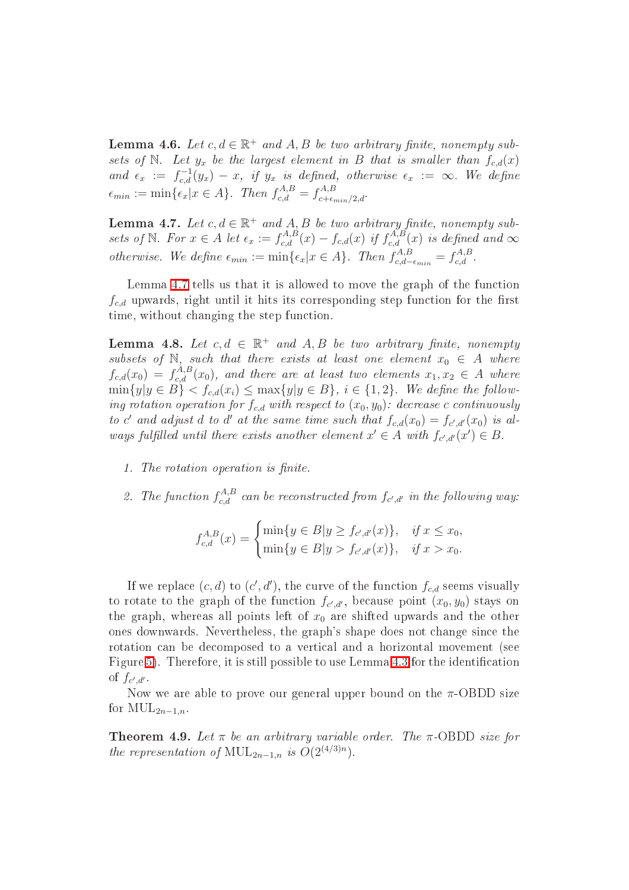**Lemma 4.6.** *Let $c, d \in \mathbb{R}^+$ and $A, B$ be two arbitrary finite, nonempty subsets of $\mathbb{N}$. Let $y_x$ be the largest element in $B$ that is smaller than $f_{c,d}(x)$ and $\epsilon_x := f^{-1}_{c,d}(y_x) - x$, if $y_x$ is defined, otherwise $\epsilon_x := \infty$. We define $\epsilon_{min} := \min\{\epsilon_x | x \in A\}$. Then $f^{A,B}_{c,d} = f^{A,B}_{c+\epsilon_{min}/2,d}$.*

**Lemma 4.7.** *Let $c, d \in \mathbb{R}^+$ and $A, B$ be two arbitrary finite, nonempty subsets of $\mathbb{N}$. For $x \in A$ let $\epsilon_x := f^{A,B}_{c,d}(x) - f_{c,d}(x)$ if $f^{A,B}_{c,d}(x)$ is defined and $\infty$ otherwise. We define $\epsilon_{min} := \min\{\epsilon_x | x \in A\}$. Then $f^{A,B}_{c,d-\epsilon_{min}} = f^{A,B}_{c,d}$.*

Lemma 4.7 tells us that it is allowed to move the graph of the function $f_{c,d}$ upwards, right until it hits its corresponding step function for the first time, without changing the step function.

**Lemma 4.8.** *Let $c, d \in \mathbb{R}^+$ and $A, B$ be two arbitrary finite, nonempty subsets of $\mathbb{N}$, such that there exists at least one element $x_0 \in A$ where $f_{c,d}(x_0) = f^{A,B}_{c,d}(x_0)$, and there are at least two elements $x_1, x_2 \in A$ where $\min\{y | y \in B\} < f_{c,d}(x_i) \leq \max\{y | y \in B\}$, $i \in \{1, 2\}$. We define the following rotation operation for $f_{c,d}$ with respect to $(x_0, y_0)$: decrease $c$ continuously to $c'$ and adjust $d$ to $d'$ at the same time such that $f_{c,d}(x_0) = f_{c',d'}(x_0)$ is always fulfilled until there exists another element $x' \in A$ with $f_{c',d'}(x') \in B$.*

1. *The rotation operation is finite.*
2. *The function $f^{A,B}_{c,d}$ can be reconstructed from $f_{c',d'}$ in the following way:*

$$f^{A,B}_{c,d}(x) = \begin{cases} \min\{y \in B | y \geq f_{c',d'}(x)\}, & \text{if } x \leq x_0, \\ \min\{y \in B | y > f_{c',d'}(x)\}, & \text{if } x > x_0. \end{cases}$$

If we replace $(c, d)$ to $(c', d')$, the curve of the function $f_{c,d}$ seems visually to rotate to the graph of the function $f_{c',d'}$, because point $(x_0, y_0)$ stays on the graph, whereas all points left of $x_0$ are shifted upwards and the other ones downwards. Nevertheless, the graph's shape does not change since the rotation can be decomposed to a vertical and a horizontal movement (see Figure 5). Therefore, it is still possible to use Lemma 4.3 for the identification of $f_{c',d'}$.

Now we are able to prove our general upper bound on the $\pi$-OBDD size for $\text{MUL}_{2n-1,n}$.

**Theorem 4.9.** *Let $\pi$ be an arbitrary variable order. The $\pi$-OBDD size for the representation of $\text{MUL}_{2n-1,n}$ is $O(2^{(4/3)n})$.*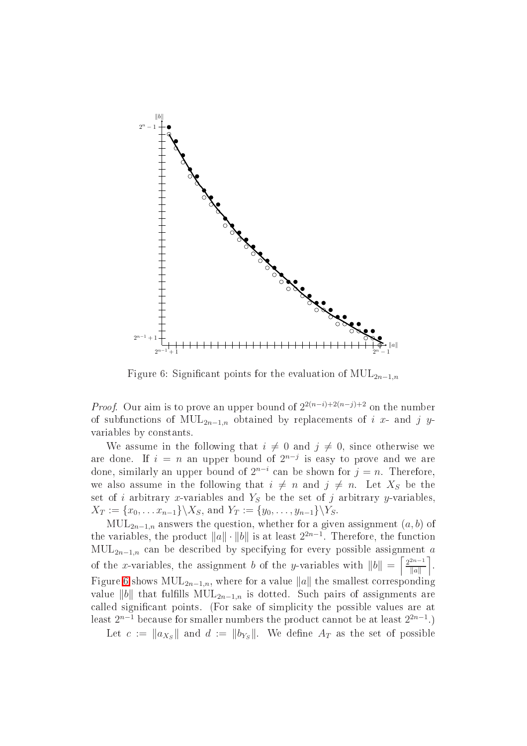Figure 6: Significant points for the evaluation of $\mathrm{MUL}_{2n-1,n}$

*Proof.* Our aim is to prove an upper bound of $2^{2(n-i)+2(n-j)+2}$ on the number of subfunctions of $\mathrm{MUL}_{2n-1,n}$ obtained by replacements of $i$ $x$- and $j$ $y$-variables by constants.

We assume in the following that $i \neq 0$ and $j \neq 0$, since otherwise we are done. If $i = n$ an upper bound of $2^{n-j}$ is easy to prove and we are done, similarly an upper bound of $2^{n-i}$ can be shown for $j = n$. Therefore, we also assume in the following that $i \neq n$ and $j \neq n$. Let $X_S$ be the set of $i$ arbitrary $x$-variables and $Y_S$ be the set of $j$ arbitrary $y$-variables, $X_T := \{x_0, \ldots x_{n-1}\} \backslash X_S$, and $Y_T := \{y_0, \ldots, y_{n-1}\} \backslash Y_S$.

$\mathrm{MUL}_{2n-1,n}$ answers the question, whether for a given assignment $(a, b)$ of the variables, the product $\|a\| \cdot \|b\|$ is at least $2^{2n-1}$. Therefore, the function $\mathrm{MUL}_{2n-1,n}$ can be described by specifying for every possible assignment $a$ of the $x$-variables, the assignment $b$ of the $y$-variables with $\|b\| = \left\lceil \frac{2^{2n-1}}{\|a\|} \right\rceil$. Figure 6 shows $\mathrm{MUL}_{2n-1,n}$, where for a value $\|a\|$ the smallest corresponding value $\|b\|$ that fulfills $\mathrm{MUL}_{2n-1,n}$ is dotted. Such pairs of assignments are called significant points. (For sake of simplicity the possible values are at least $2^{n-1}$ because for smaller numbers the product cannot be at least $2^{2n-1}$.)

Let $c := \|a_{X_S}\|$ and $d := \|b_{Y_S}\|$. We define $A_T$ as the set of possible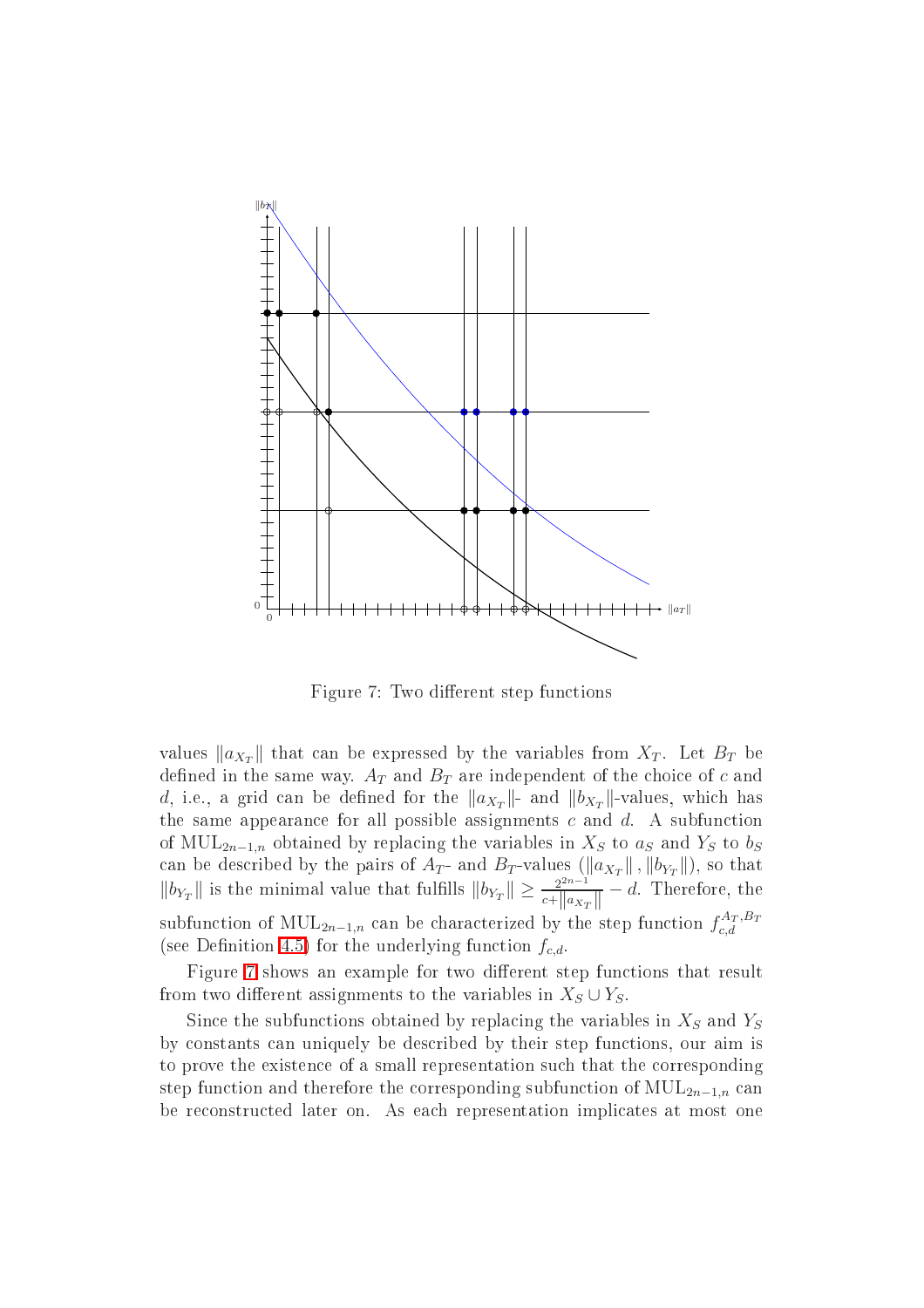Figure 7: Two different step functions

values $\|a_{X_T}\|$ that can be expressed by the variables from $X_T$. Let $B_T$ be defined in the same way. $A_T$ and $B_T$ are independent of the choice of $c$ and $d$, i.e., a grid can be defined for the $\|a_{X_T}\|$- and $\|b_{X_T}\|$-values, which has the same appearance for all possible assignments $c$ and $d$. A subfunction of $\mathrm{MUL}_{2n-1,n}$ obtained by replacing the variables in $X_S$ to $a_S$ and $Y_S$ to $b_S$ can be described by the pairs of $A_T$- and $B_T$-values $(\|a_{X_T}\|, \|b_{Y_T}\|)$, so that $\|b_{Y_T}\|$ is the minimal value that fulfills $\|b_{Y_T}\| \geq \frac{2^{2n-1}}{c+\|a_{X_T}\|} - d$. Therefore, the subfunction of $\mathrm{MUL}_{2n-1,n}$ can be characterized by the step function $f_{c,d}^{A_T,B_T}$ (see Definition 4.5) for the underlying function $f_{c,d}$.

Figure 7 shows an example for two different step functions that result from two different assignments to the variables in $X_S \cup Y_S$.

Since the subfunctions obtained by replacing the variables in $X_S$ and $Y_S$ by constants can uniquely be described by their step functions, our aim is to prove the existence of a small representation such that the corresponding step function and therefore the corresponding subfunction of $\mathrm{MUL}_{2n-1,n}$ can be reconstructed later on. As each representation implicates at most one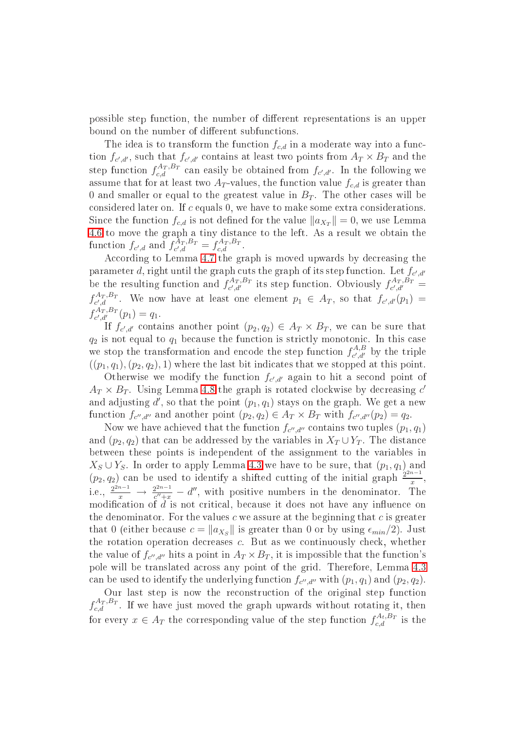possible step function, the number of different representations is an upper bound on the number of different subfunctions.

The idea is to transform the function $f_{c,d}$ in a moderate way into a function $f_{c',d'}$, such that $f_{c',d'}$ contains at least two points from $A_T \times B_T$ and the step function $f_{c,d}^{A_T,B_T}$ can easily be obtained from $f_{c',d'}$. In the following we assume that for at least two $A_T$-values, the function value $f_{c,d}$ is greater than 0 and smaller or equal to the greatest value in $B_T$. The other cases will be considered later on. If $c$ equals 0, we have to make some extra considerations. Since the function $f_{c,d}$ is not defined for the value $\|a_{X_T}\| = 0$, we use Lemma 4.6 to move the graph a tiny distance to the left. As a result we obtain the function $f_{c',d}$ and $f_{c',d}^{A_T,B_T} = f_{c,d}^{A_T,B_T}$.

According to Lemma 4.7 the graph is moved upwards by decreasing the parameter $d$, right until the graph cuts the graph of its step function. Let $f_{c',d'}$ be the resulting function and $f_{c',d'}^{A_T,B_T}$ its step function. Obviously $f_{c',d'}^{A_T,B_T} = f_{c',d}^{A_T,B_T}$. We now have at least one element $p_1 \in A_T$, so that $f_{c',d'}(p_1) = f_{c',d'}^{A_T,B_T}(p_1) = q_1$.

If $f_{c',d'}$ contains another point $(p_2, q_2) \in A_T \times B_T$, we can be sure that $q_2$ is not equal to $q_1$ because the function is strictly monotonic. In this case we stop the transformation and encode the step function $f_{c',d'}^{A,B}$ by the triple $((p_1, q_1), (p_2, q_2), 1)$ where the last bit indicates that we stopped at this point.

Otherwise we modify the function $f_{c',d'}$ again to hit a second point of $A_T \times B_T$. Using Lemma 4.8 the graph is rotated clockwise by decreasing $c'$ and adjusting $d'$, so that the point $(p_1, q_1)$ stays on the graph. We get a new function $f_{c'',d''}$ and another point $(p_2, q_2) \in A_T \times B_T$ with $f_{c'',d''}(p_2) = q_2$.

Now we have achieved that the function $f_{c'',d''}$ contains two tuples $(p_1, q_1)$ and $(p_2, q_2)$ that can be addressed by the variables in $X_T \cup Y_T$. The distance between these points is independent of the assignment to the variables in $X_S \cup Y_S$. In order to apply Lemma 4.3 we have to be sure, that $(p_1, q_1)$ and $(p_2, q_2)$ can be used to identify a shifted cutting of the initial graph $\frac{2^{2n-1}}{x}$, i.e., $\frac{2^{2n-1}}{x} \to \frac{2^{2n-1}}{c''+x} - d''$, with positive numbers in the denominator. The modification of $d$ is not critical, because it does not have any influence on the denominator. For the values $c$ we assure at the beginning that $c$ is greater that 0 (either because $c = \|a_{X_S}\|$ is greater than 0 or by using $\epsilon_{min}/2$). Just the rotation operation decreases $c$. But as we continuously check, whether the value of $f_{c'',d''}$ hits a point in $A_T \times B_T$, it is impossible that the function's pole will be translated across any point of the grid. Therefore, Lemma 4.3 can be used to identify the underlying function $f_{c'',d''}$ with $(p_1, q_1)$ and $(p_2, q_2)$.

Our last step is now the reconstruction of the original step function $f_{c,d}^{A_T,B_T}$. If we have just moved the graph upwards without rotating it, then for every $x \in A_T$ the corresponding value of the step function $f_{c,d}^{A_t,B_T}$ is the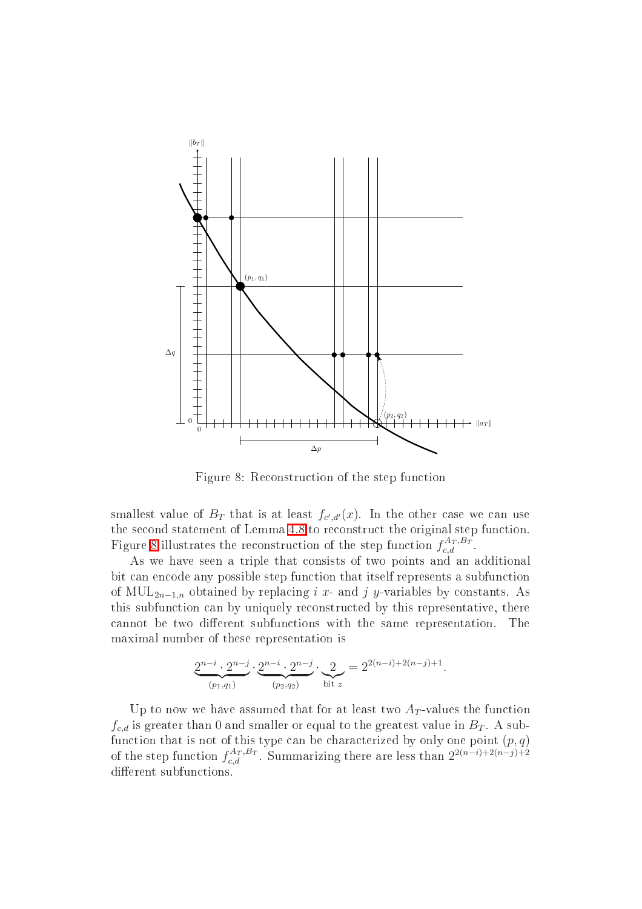Figure 8: Reconstruction of the step function

smallest value of $B_T$ that is at least $f_{c',d'}(x)$. In the other case we can use the second statement of Lemma 4.8 to reconstruct the original step function. Figure 8 illustrates the reconstruction of the step function $f_{c,d}^{A_T,B_T}$.

As we have seen a triple that consists of two points and an additional bit can encode any possible step function that itself represents a subfunction of $\mathrm{MUL}_{2n-1,n}$ obtained by replacing $i$ $x$- and $j$ $y$-variables by constants. As this subfunction can by uniquely reconstructed by this representative, there cannot be two different subfunctions with the same representation. The maximal number of these representation is

$$\underbrace{2^{n-i} \cdot 2^{n-j}}_{(p_1,q_1)} \cdot \underbrace{2^{n-i} \cdot 2^{n-j}}_{(p_2,q_2)} \cdot \underbrace{2}_{\text{bit } z} = 2^{2(n-i)+2(n-j)+1}.$$

Up to now we have assumed that for at least two $A_T$-values the function $f_{c,d}$ is greater than 0 and smaller or equal to the greatest value in $B_T$. A subfunction that is not of this type can be characterized by only one point $(p,q)$ of the step function $f_{c,d}^{A_T,B_T}$. Summarizing there are less than $2^{2(n-i)+2(n-j)+2}$ different subfunctions.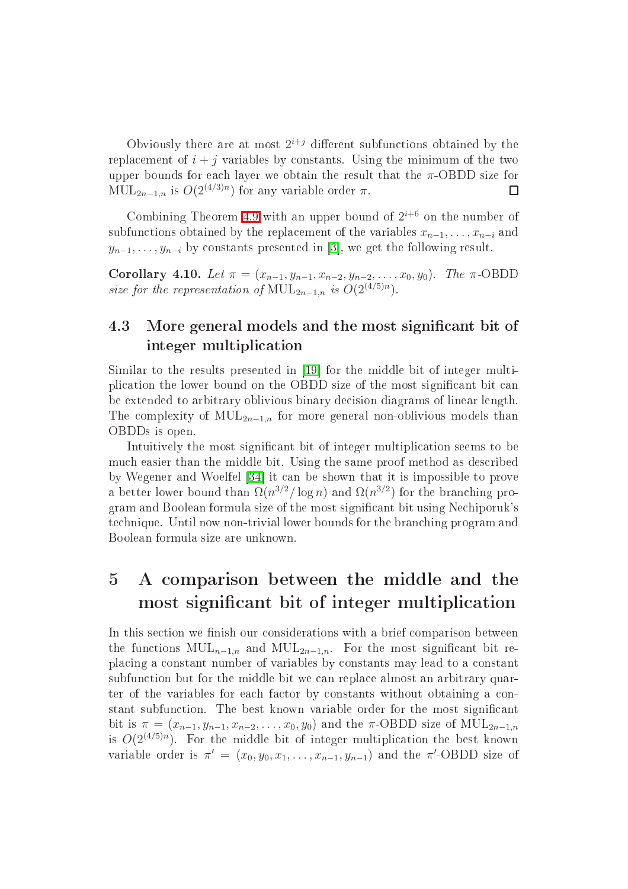Obviously there are at most $2^{i+j}$ different subfunctions obtained by the replacement of $i+j$ variables by constants. Using the minimum of the two upper bounds for each layer we obtain the result that the $\pi$-OBDD size for $\mathrm{MUL}_{2n-1,n}$ is $O(2^{(4/3)n})$ for any variable order $\pi$. □

Combining Theorem 4.9 with an upper bound of $2^{i+6}$ on the number of subfunctions obtained by the replacement of the variables $x_{n-1},\ldots,x_{n-i}$ and $y_{n-1},\ldots,y_{n-i}$ by constants presented in [3], we get the following result.

**Corollary 4.10.** *Let* $\pi = (x_{n-1}, y_{n-1}, x_{n-2}, y_{n-2}, \ldots, x_0, y_0)$. *The* $\pi$-OBDD *size for the representation of* $\mathrm{MUL}_{2n-1,n}$ *is* $O(2^{(4/5)n})$.

## 4.3 More general models and the most significant bit of integer multiplication

Similar to the results presented in [19] for the middle bit of integer multiplication the lower bound on the OBDD size of the most significant bit can be extended to arbitrary oblivious binary decision diagrams of linear length. The complexity of $\mathrm{MUL}_{2n-1,n}$ for more general non-oblivious models than OBDDs is open.

Intuitively the most significant bit of integer multiplication seems to be much easier than the middle bit. Using the same proof method as described by Wegener and Woelfel [34] it can be shown that it is impossible to prove a better lower bound than $\Omega(n^{3/2}/\log n)$ and $\Omega(n^{3/2})$ for the branching program and Boolean formula size of the most significant bit using Nechiporuk's technique. Until now non-trivial lower bounds for the branching program and Boolean formula size are unknown.

# 5 A comparison between the middle and the most significant bit of integer multiplication

In this section we finish our considerations with a brief comparison between the functions $\mathrm{MUL}_{n-1,n}$ and $\mathrm{MUL}_{2n-1,n}$. For the most significant bit replacing a constant number of variables by constants may lead to a constant subfunction but for the middle bit we can replace almost an arbitrary quarter of the variables for each factor by constants without obtaining a constant subfunction. The best known variable order for the most significant bit is $\pi = (x_{n-1}, y_{n-1}, x_{n-2}, \ldots, x_0, y_0)$ and the $\pi$-OBDD size of $\mathrm{MUL}_{2n-1,n}$ is $O(2^{(4/5)n})$. For the middle bit of integer multiplication the best known variable order is $\pi' = (x_0, y_0, x_1, \ldots, x_{n-1}, y_{n-1})$ and the $\pi'$-OBDD size of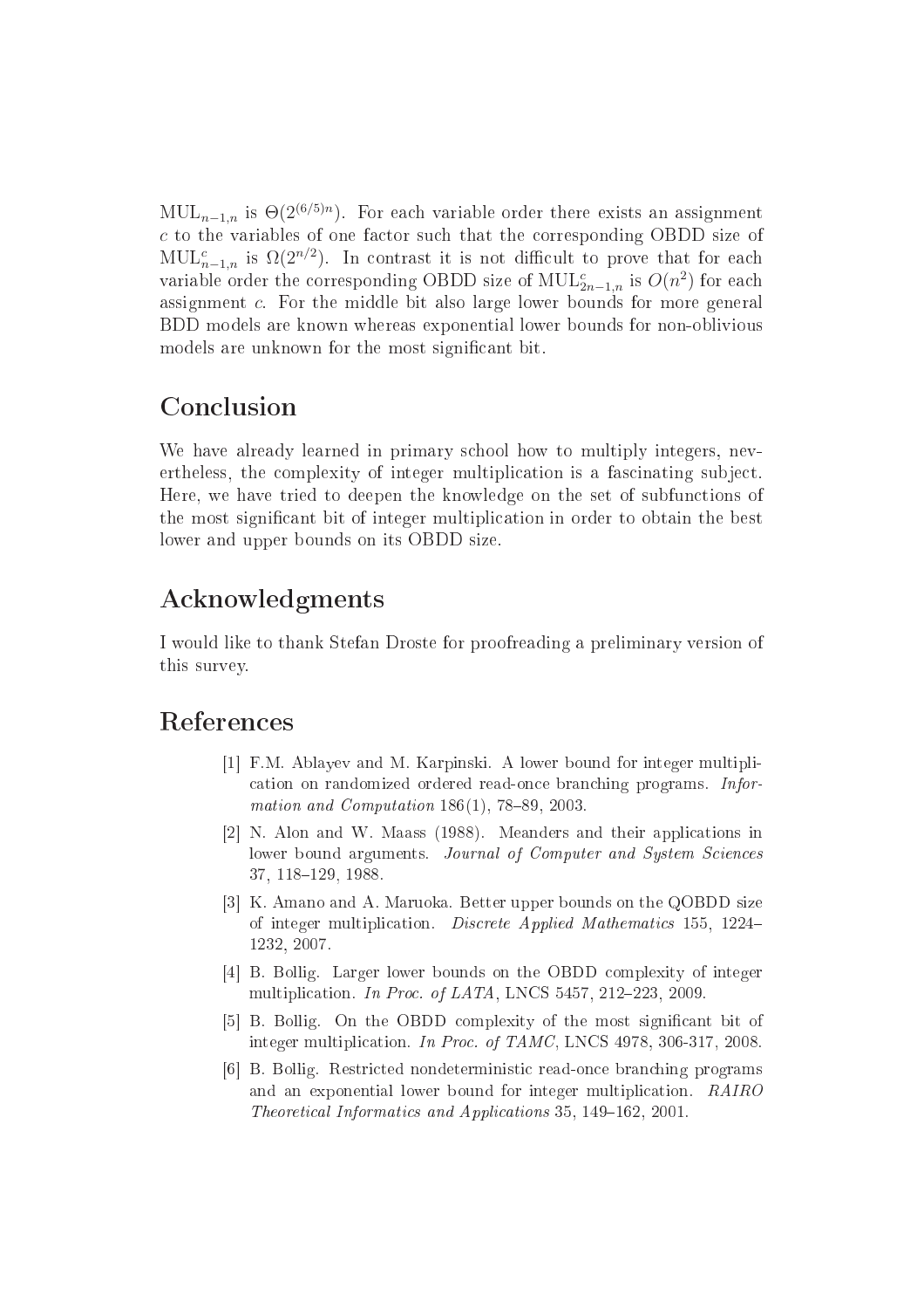$\text{MUL}_{n-1,n}$ is $\Theta(2^{(6/5)n})$. For each variable order there exists an assignment $c$ to the variables of one factor such that the corresponding OBDD size of $\text{MUL}^c_{n-1,n}$ is $\Omega(2^{n/2})$. In contrast it is not difficult to prove that for each variable order the corresponding OBDD size of $\text{MUL}^c_{2n-1,n}$ is $O(n^2)$ for each assignment $c$. For the middle bit also large lower bounds for more general BDD models are known whereas exponential lower bounds for non-oblivious models are unknown for the most significant bit.

## Conclusion

We have already learned in primary school how to multiply integers, nevertheless, the complexity of integer multiplication is a fascinating subject. Here, we have tried to deepen the knowledge on the set of subfunctions of the most significant bit of integer multiplication in order to obtain the best lower and upper bounds on its OBDD size.

## Acknowledgments

I would like to thank Stefan Droste for proofreading a preliminary version of this survey.

## References

[1] F.M. Ablayev and M. Karpinski. A lower bound for integer multiplication on randomized ordered read-once branching programs. *Information and Computation* 186(1), 78–89, 2003.

[2] N. Alon and W. Maass (1988). Meanders and their applications in lower bound arguments. *Journal of Computer and System Sciences* 37, 118–129, 1988.

[3] K. Amano and A. Maruoka. Better upper bounds on the QOBDD size of integer multiplication. *Discrete Applied Mathematics* 155, 1224–1232, 2007.

[4] B. Bollig. Larger lower bounds on the OBDD complexity of integer multiplication. *In Proc. of LATA*, LNCS 5457, 212–223, 2009.

[5] B. Bollig. On the OBDD complexity of the most significant bit of integer multiplication. *In Proc. of TAMC*, LNCS 4978, 306-317, 2008.

[6] B. Bollig. Restricted nondeterministic read-once branching programs and an exponential lower bound for integer multiplication. *RAIRO Theoretical Informatics and Applications* 35, 149–162, 2001.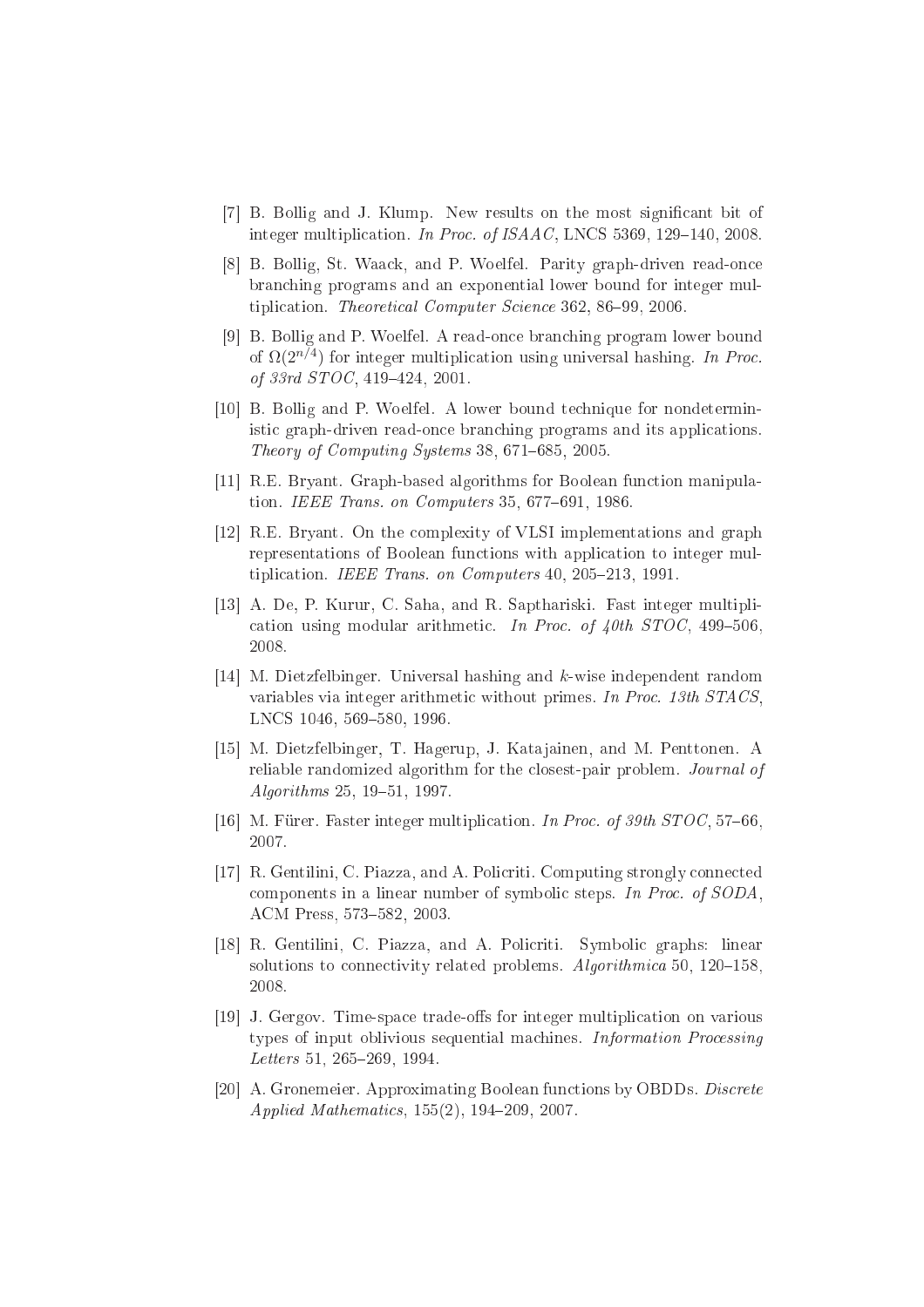[7] B. Bollig and J. Klump. New results on the most significant bit of integer multiplication. *In Proc. of ISAAC*, LNCS 5369, 129–140, 2008.

[8] B. Bollig, St. Waack, and P. Woelfel. Parity graph-driven read-once branching programs and an exponential lower bound for integer multiplication. *Theoretical Computer Science* 362, 86–99, 2006.

[9] B. Bollig and P. Woelfel. A read-once branching program lower bound of $\Omega(2^{n/4})$ for integer multiplication using universal hashing. *In Proc. of 33rd STOC*, 419–424, 2001.

[10] B. Bollig and P. Woelfel. A lower bound technique for nondeterministic graph-driven read-once branching programs and its applications. *Theory of Computing Systems* 38, 671–685, 2005.

[11] R.E. Bryant. Graph-based algorithms for Boolean function manipulation. *IEEE Trans. on Computers* 35, 677–691, 1986.

[12] R.E. Bryant. On the complexity of VLSI implementations and graph representations of Boolean functions with application to integer multiplication. *IEEE Trans. on Computers* 40, 205–213, 1991.

[13] A. De, P. Kurur, C. Saha, and R. Saptharishi. Fast integer multiplication using modular arithmetic. *In Proc. of 40th STOC*, 499–506, 2008.

[14] M. Dietzfelbinger. Universal hashing and $k$-wise independent random variables via integer arithmetic without primes. *In Proc. 13th STACS*, LNCS 1046, 569–580, 1996.

[15] M. Dietzfelbinger, T. Hagerup, J. Katajainen, and M. Penttonen. A reliable randomized algorithm for the closest-pair problem. *Journal of Algorithms* 25, 19–51, 1997.

[16] M. Fürer. Faster integer multiplication. *In Proc. of 39th STOC*, 57–66, 2007.

[17] R. Gentilini, C. Piazza, and A. Policriti. Computing strongly connected components in a linear number of symbolic steps. *In Proc. of SODA*, ACM Press, 573–582, 2003.

[18] R. Gentilini, C. Piazza, and A. Policriti. Symbolic graphs: linear solutions to connectivity related problems. *Algorithmica* 50, 120–158, 2008.

[19] J. Gergov. Time-space trade-offs for integer multiplication on various types of input oblivious sequential machines. *Information Processing Letters* 51, 265–269, 1994.

[20] A. Gronemeier. Approximating Boolean functions by OBDDs. *Discrete Applied Mathematics*, 155(2), 194–209, 2007.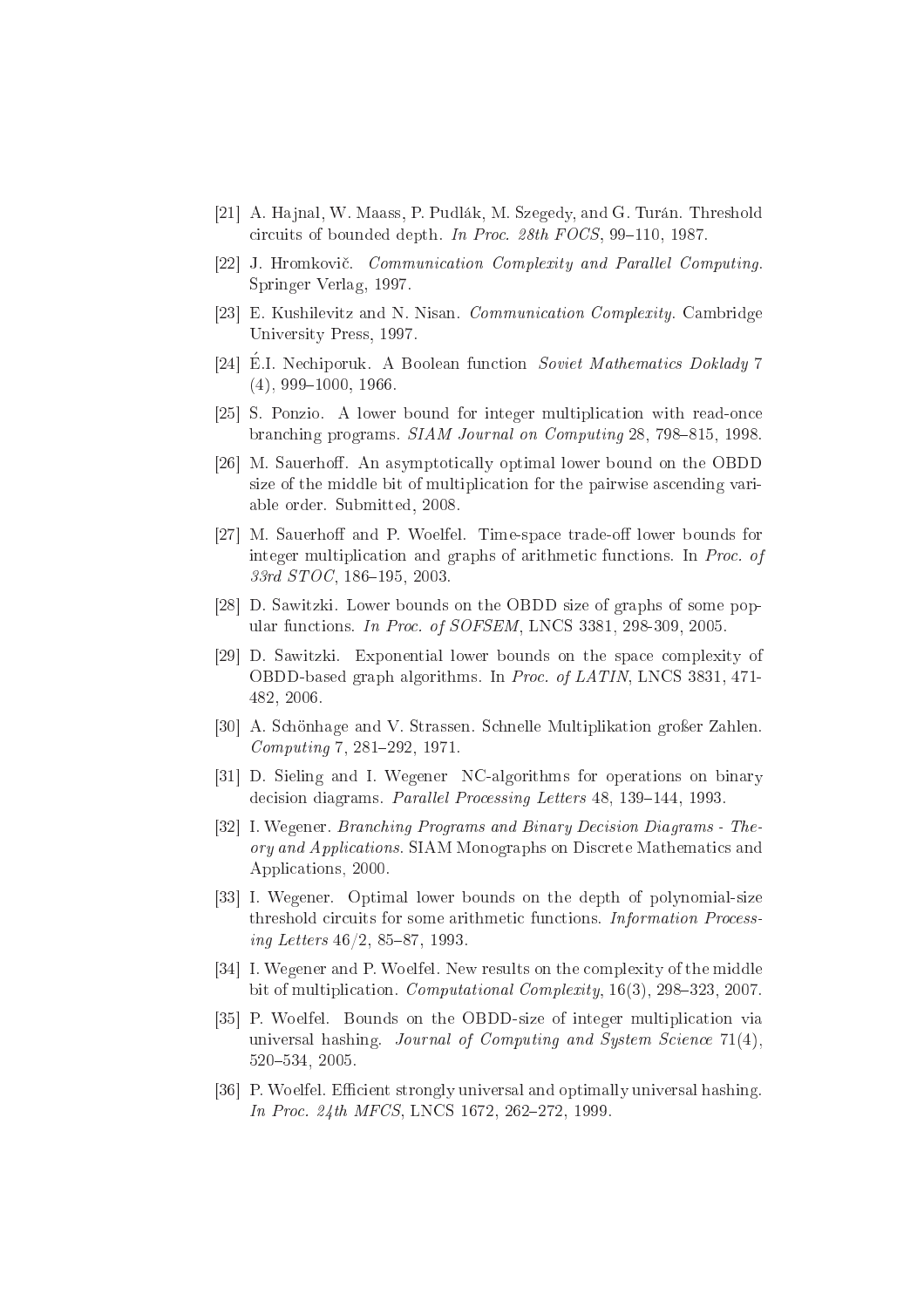[21] A. Hajnal, W. Maass, P. Pudlák, M. Szegedy, and G. Turán. Threshold circuits of bounded depth. *In Proc. 28th FOCS*, 99–110, 1987.

[22] J. Hromkovič. *Communication Complexity and Parallel Computing.* Springer Verlag, 1997.

[23] E. Kushilevitz and N. Nisan. *Communication Complexity.* Cambridge University Press, 1997.

[24] É.I. Nechiporuk. A Boolean function *Soviet Mathematics Doklady* 7 (4), 999–1000, 1966.

[25] S. Ponzio. A lower bound for integer multiplication with read-once branching programs. *SIAM Journal on Computing* 28, 798–815, 1998.

[26] M. Sauerhoff. An asymptotically optimal lower bound on the OBDD size of the middle bit of multiplication for the pairwise ascending variable order. Submitted, 2008.

[27] M. Sauerhoff and P. Woelfel. Time-space trade-off lower bounds for integer multiplication and graphs of arithmetic functions. In *Proc. of 33rd STOC*, 186–195, 2003.

[28] D. Sawitzki. Lower bounds on the OBDD size of graphs of some popular functions. *In Proc. of SOFSEM*, LNCS 3381, 298-309, 2005.

[29] D. Sawitzki. Exponential lower bounds on the space complexity of OBDD-based graph algorithms. In *Proc. of LATIN*, LNCS 3831, 471-482, 2006.

[30] A. Schönhage and V. Strassen. Schnelle Multiplikation großer Zahlen. *Computing* 7, 281–292, 1971.

[31] D. Sieling and I. Wegener NC-algorithms for operations on binary decision diagrams. *Parallel Processing Letters* 48, 139–144, 1993.

[32] I. Wegener. *Branching Programs and Binary Decision Diagrams - Theory and Applications.* SIAM Monographs on Discrete Mathematics and Applications, 2000.

[33] I. Wegener. Optimal lower bounds on the depth of polynomial-size threshold circuits for some arithmetic functions. *Information Processing Letters* 46/2, 85–87, 1993.

[34] I. Wegener and P. Woelfel. New results on the complexity of the middle bit of multiplication. *Computational Complexity*, 16(3), 298–323, 2007.

[35] P. Woelfel. Bounds on the OBDD-size of integer multiplication via universal hashing. *Journal of Computing and System Science* 71(4), 520–534, 2005.

[36] P. Woelfel. Efficient strongly universal and optimally universal hashing. *In Proc. 24th MFCS*, LNCS 1672, 262–272, 1999.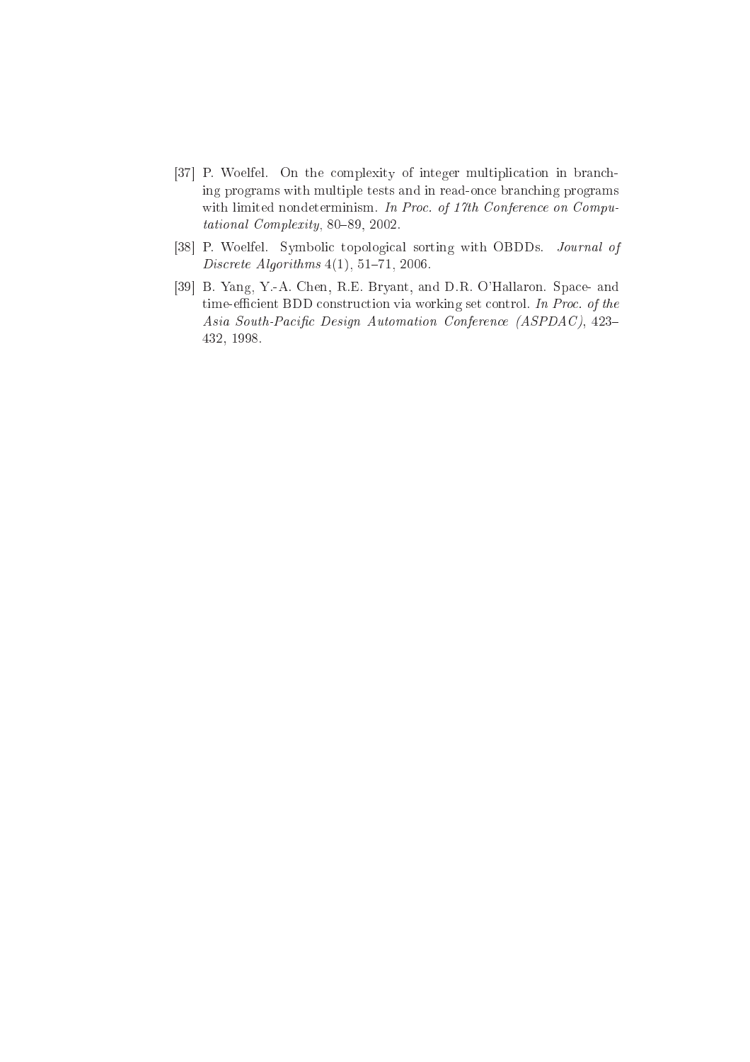[37] P. Woelfel. On the complexity of integer multiplication in branching programs with multiple tests and in read-once branching programs with limited nondeterminism. *In Proc. of 17th Conference on Computational Complexity*, 80–89, 2002.

[38] P. Woelfel. Symbolic topological sorting with OBDDs. *Journal of Discrete Algorithms* 4(1), 51–71, 2006.

[39] B. Yang, Y.-A. Chen, R.E. Bryant, and D.R. O'Hallaron. Space- and time-efficient BDD construction via working set control. *In Proc. of the Asia South-Pacific Design Automation Conference (ASPDAC)*, 423–432, 1998.